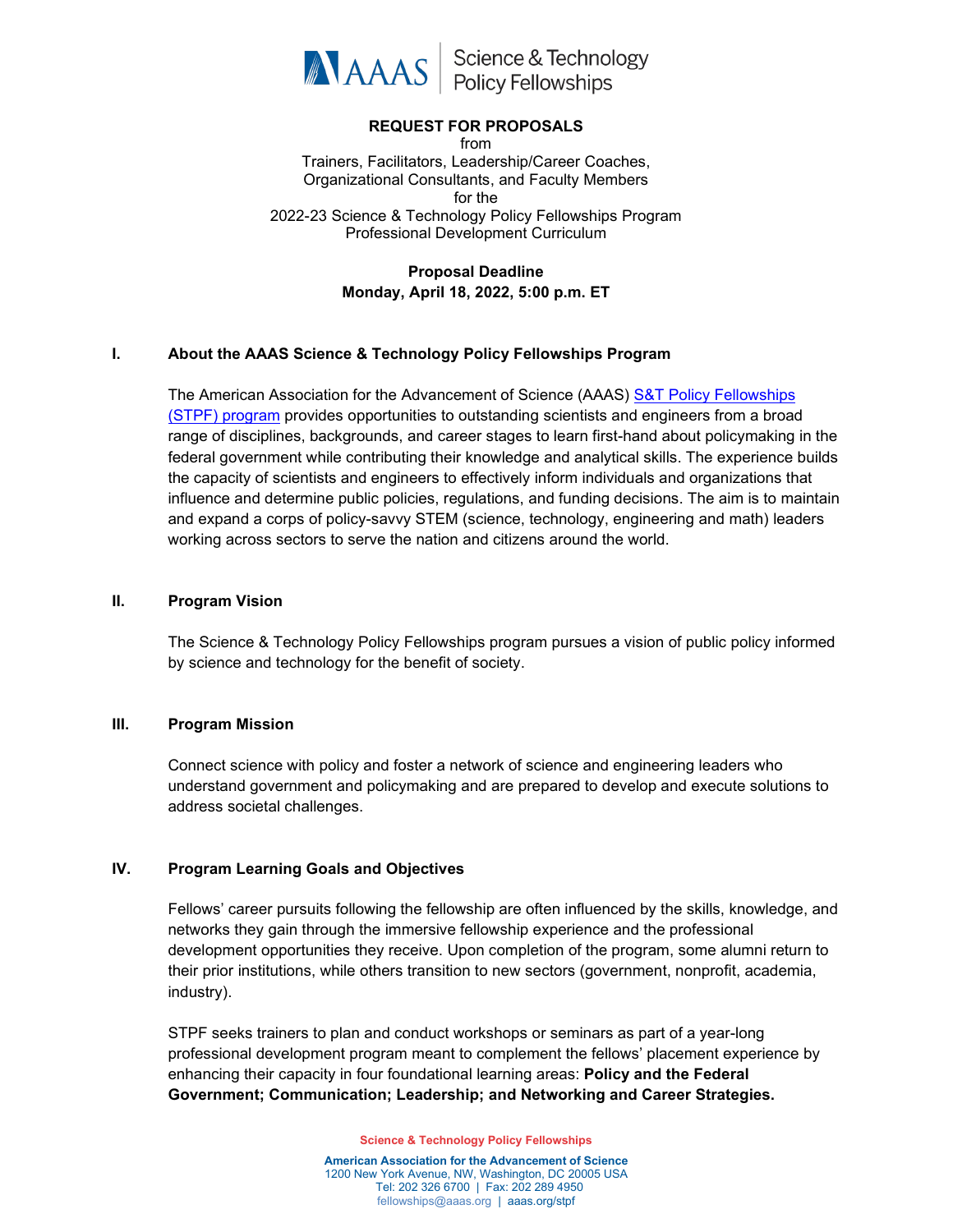AAAS | Science & Technology Policy Fellowships

**REQUEST FOR PROPOSALS**
from
Trainers, Facilitators, Leadership/Career Coaches,
Organizational Consultants, and Faculty Members
for the
2022-23 Science & Technology Policy Fellowships Program
Professional Development Curriculum

**Proposal Deadline**
**Monday, April 18, 2022, 5:00 p.m. ET**

## I. About the AAAS Science & Technology Policy Fellowships Program

The American Association for the Advancement of Science (AAAS) S&T Policy Fellowships (STPF) program provides opportunities to outstanding scientists and engineers from a broad range of disciplines, backgrounds, and career stages to learn first-hand about policymaking in the federal government while contributing their knowledge and analytical skills. The experience builds the capacity of scientists and engineers to effectively inform individuals and organizations that influence and determine public policies, regulations, and funding decisions. The aim is to maintain and expand a corps of policy-savvy STEM (science, technology, engineering and math) leaders working across sectors to serve the nation and citizens around the world.

## II. Program Vision

The Science & Technology Policy Fellowships program pursues a vision of public policy informed by science and technology for the benefit of society.

## III. Program Mission

Connect science with policy and foster a network of science and engineering leaders who understand government and policymaking and are prepared to develop and execute solutions to address societal challenges.

## IV. Program Learning Goals and Objectives

Fellows' career pursuits following the fellowship are often influenced by the skills, knowledge, and networks they gain through the immersive fellowship experience and the professional development opportunities they receive. Upon completion of the program, some alumni return to their prior institutions, while others transition to new sectors (government, nonprofit, academia, industry).

STPF seeks trainers to plan and conduct workshops or seminars as part of a year-long professional development program meant to complement the fellows' placement experience by enhancing their capacity in four foundational learning areas: **Policy and the Federal Government; Communication; Leadership; and Networking and Career Strategies.**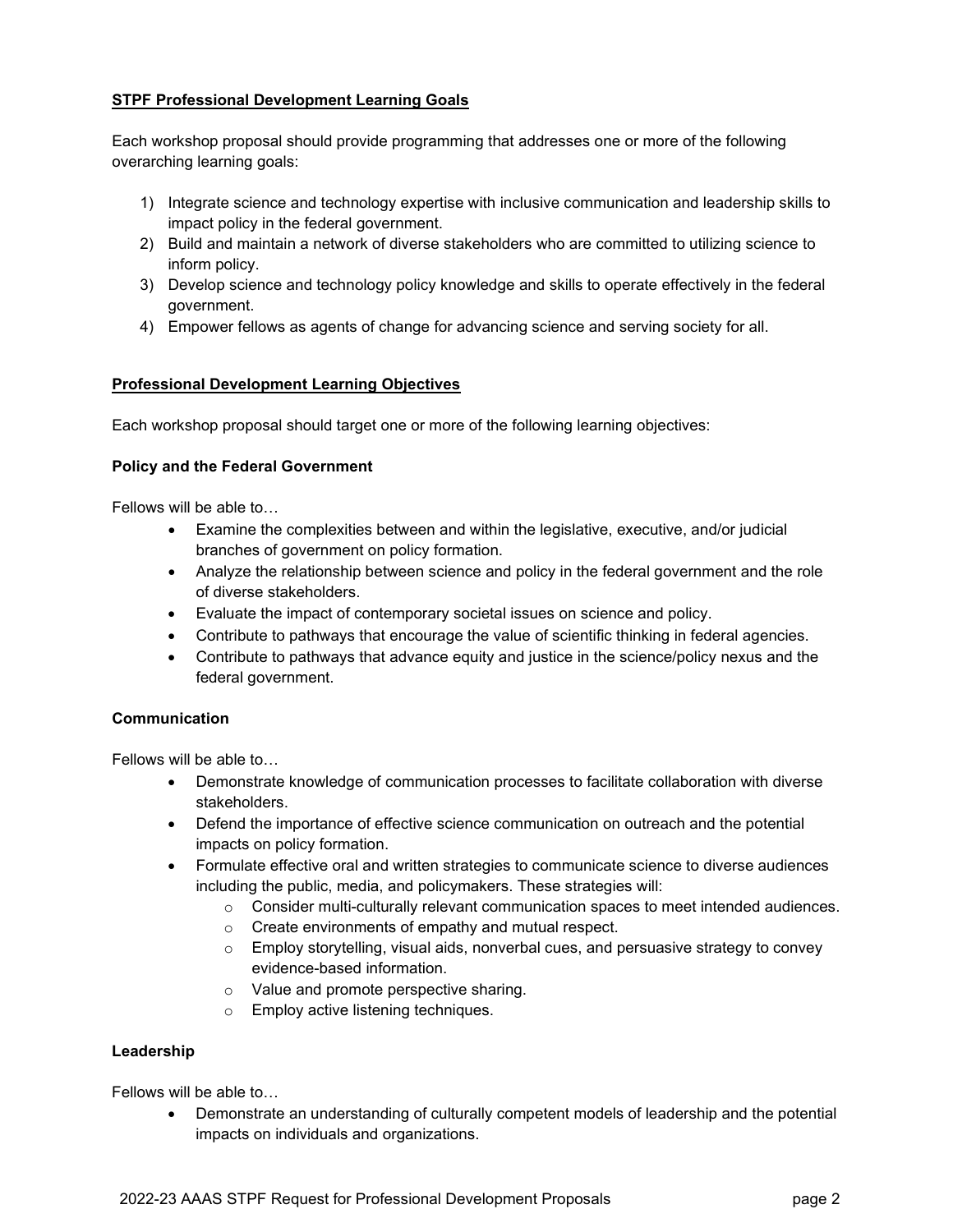## STPF Professional Development Learning Goals

Each workshop proposal should provide programming that addresses one or more of the following overarching learning goals:

1) Integrate science and technology expertise with inclusive communication and leadership skills to impact policy in the federal government.
2) Build and maintain a network of diverse stakeholders who are committed to utilizing science to inform policy.
3) Develop science and technology policy knowledge and skills to operate effectively in the federal government.
4) Empower fellows as agents of change for advancing science and serving society for all.

## Professional Development Learning Objectives

Each workshop proposal should target one or more of the following learning objectives:

### Policy and the Federal Government

Fellows will be able to…

- Examine the complexities between and within the legislative, executive, and/or judicial branches of government on policy formation.
- Analyze the relationship between science and policy in the federal government and the role of diverse stakeholders.
- Evaluate the impact of contemporary societal issues on science and policy.
- Contribute to pathways that encourage the value of scientific thinking in federal agencies.
- Contribute to pathways that advance equity and justice in the science/policy nexus and the federal government.

### Communication

Fellows will be able to…

- Demonstrate knowledge of communication processes to facilitate collaboration with diverse stakeholders.
- Defend the importance of effective science communication on outreach and the potential impacts on policy formation.
- Formulate effective oral and written strategies to communicate science to diverse audiences including the public, media, and policymakers. These strategies will:
  - Consider multi-culturally relevant communication spaces to meet intended audiences.
  - Create environments of empathy and mutual respect.
  - Employ storytelling, visual aids, nonverbal cues, and persuasive strategy to convey evidence-based information.
  - Value and promote perspective sharing.
  - Employ active listening techniques.

### Leadership

Fellows will be able to…

- Demonstrate an understanding of culturally competent models of leadership and the potential impacts on individuals and organizations.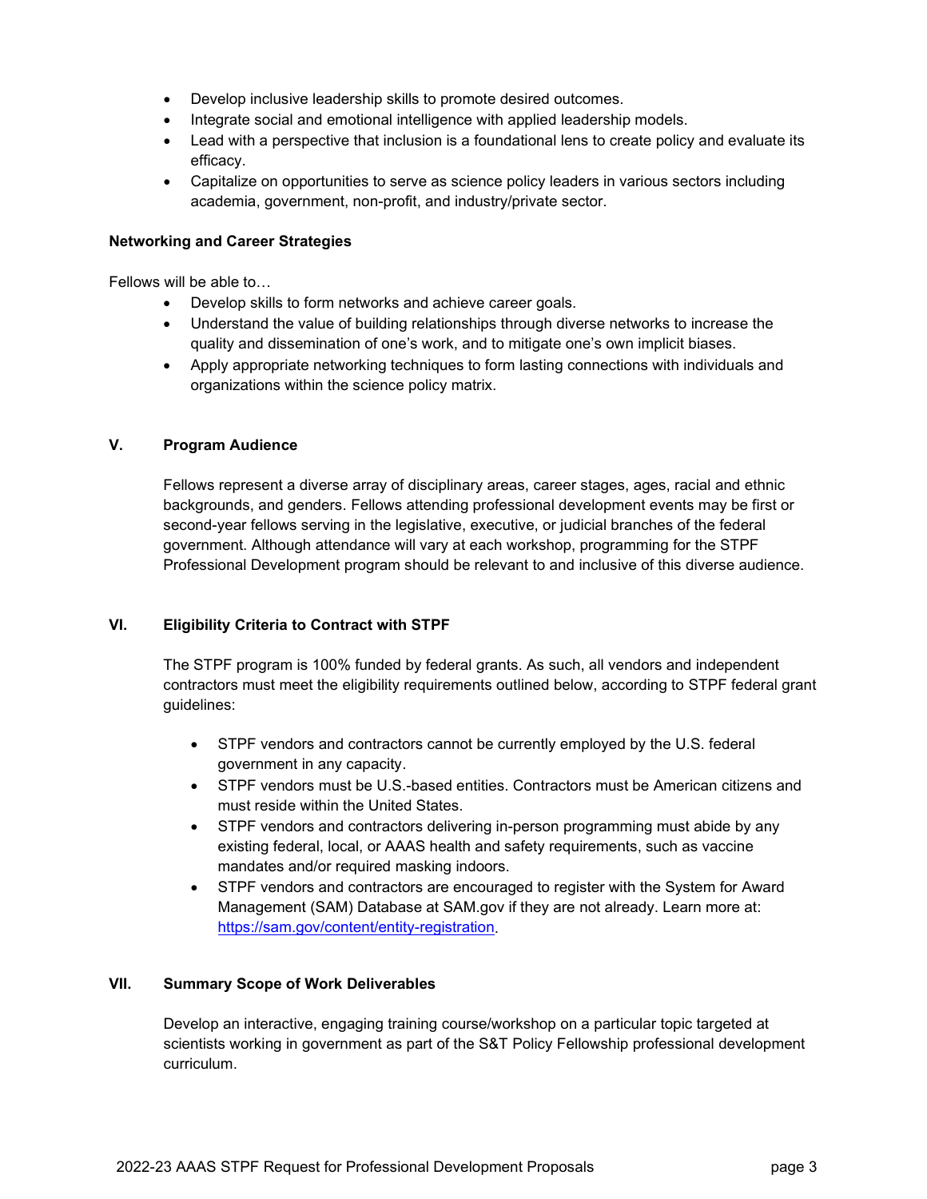- Develop inclusive leadership skills to promote desired outcomes.
- Integrate social and emotional intelligence with applied leadership models.
- Lead with a perspective that inclusion is a foundational lens to create policy and evaluate its efficacy.
- Capitalize on opportunities to serve as science policy leaders in various sectors including academia, government, non-profit, and industry/private sector.

**Networking and Career Strategies**

Fellows will be able to…

- Develop skills to form networks and achieve career goals.
- Understand the value of building relationships through diverse networks to increase the quality and dissemination of one's work, and to mitigate one's own implicit biases.
- Apply appropriate networking techniques to form lasting connections with individuals and organizations within the science policy matrix.

## V. Program Audience

Fellows represent a diverse array of disciplinary areas, career stages, ages, racial and ethnic backgrounds, and genders. Fellows attending professional development events may be first or second-year fellows serving in the legislative, executive, or judicial branches of the federal government. Although attendance will vary at each workshop, programming for the STPF Professional Development program should be relevant to and inclusive of this diverse audience.

## VI. Eligibility Criteria to Contract with STPF

The STPF program is 100% funded by federal grants. As such, all vendors and independent contractors must meet the eligibility requirements outlined below, according to STPF federal grant guidelines:

- STPF vendors and contractors cannot be currently employed by the U.S. federal government in any capacity.
- STPF vendors must be U.S.-based entities. Contractors must be American citizens and must reside within the United States.
- STPF vendors and contractors delivering in-person programming must abide by any existing federal, local, or AAAS health and safety requirements, such as vaccine mandates and/or required masking indoors.
- STPF vendors and contractors are encouraged to register with the System for Award Management (SAM) Database at SAM.gov if they are not already. Learn more at: https://sam.gov/content/entity-registration.

## VII. Summary Scope of Work Deliverables

Develop an interactive, engaging training course/workshop on a particular topic targeted at scientists working in government as part of the S&T Policy Fellowship professional development curriculum.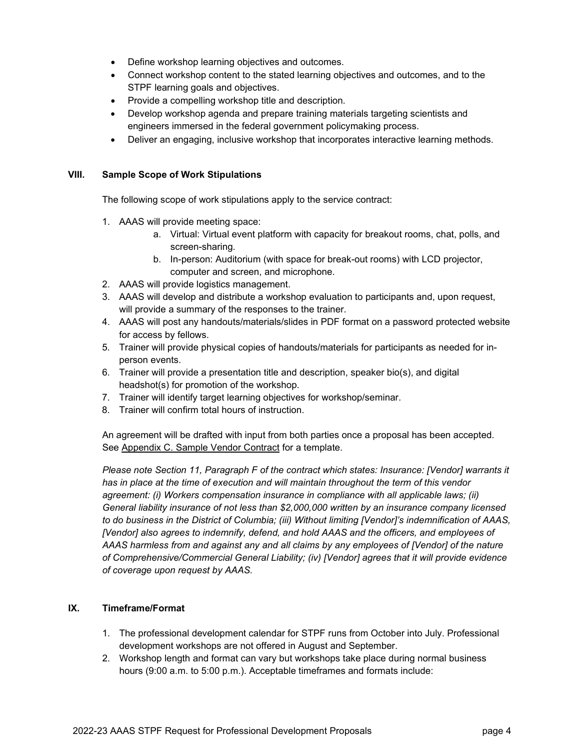- Define workshop learning objectives and outcomes.
- Connect workshop content to the stated learning objectives and outcomes, and to the STPF learning goals and objectives.
- Provide a compelling workshop title and description.
- Develop workshop agenda and prepare training materials targeting scientists and engineers immersed in the federal government policymaking process.
- Deliver an engaging, inclusive workshop that incorporates interactive learning methods.

## VIII. Sample Scope of Work Stipulations

The following scope of work stipulations apply to the service contract:

1. AAAS will provide meeting space:
   a. Virtual: Virtual event platform with capacity for breakout rooms, chat, polls, and screen-sharing.
   b. In-person: Auditorium (with space for break-out rooms) with LCD projector, computer and screen, and microphone.
2. AAAS will provide logistics management.
3. AAAS will develop and distribute a workshop evaluation to participants and, upon request, will provide a summary of the responses to the trainer.
4. AAAS will post any handouts/materials/slides in PDF format on a password protected website for access by fellows.
5. Trainer will provide physical copies of handouts/materials for participants as needed for in-person events.
6. Trainer will provide a presentation title and description, speaker bio(s), and digital headshot(s) for promotion of the workshop.
7. Trainer will identify target learning objectives for workshop/seminar.
8. Trainer will confirm total hours of instruction.

An agreement will be drafted with input from both parties once a proposal has been accepted. See Appendix C. Sample Vendor Contract for a template.

*Please note Section 11, Paragraph F of the contract which states: Insurance: [Vendor] warrants it has in place at the time of execution and will maintain throughout the term of this vendor agreement: (i) Workers compensation insurance in compliance with all applicable laws; (ii) General liability insurance of not less than $2,000,000 written by an insurance company licensed to do business in the District of Columbia; (iii) Without limiting [Vendor]'s indemnification of AAAS, [Vendor] also agrees to indemnify, defend, and hold AAAS and the officers, and employees of AAAS harmless from and against any and all claims by any employees of [Vendor] of the nature of Comprehensive/Commercial General Liability; (iv) [Vendor] agrees that it will provide evidence of coverage upon request by AAAS.*

## IX. Timeframe/Format

1. The professional development calendar for STPF runs from October into July. Professional development workshops are not offered in August and September.
2. Workshop length and format can vary but workshops take place during normal business hours (9:00 a.m. to 5:00 p.m.). Acceptable timeframes and formats include: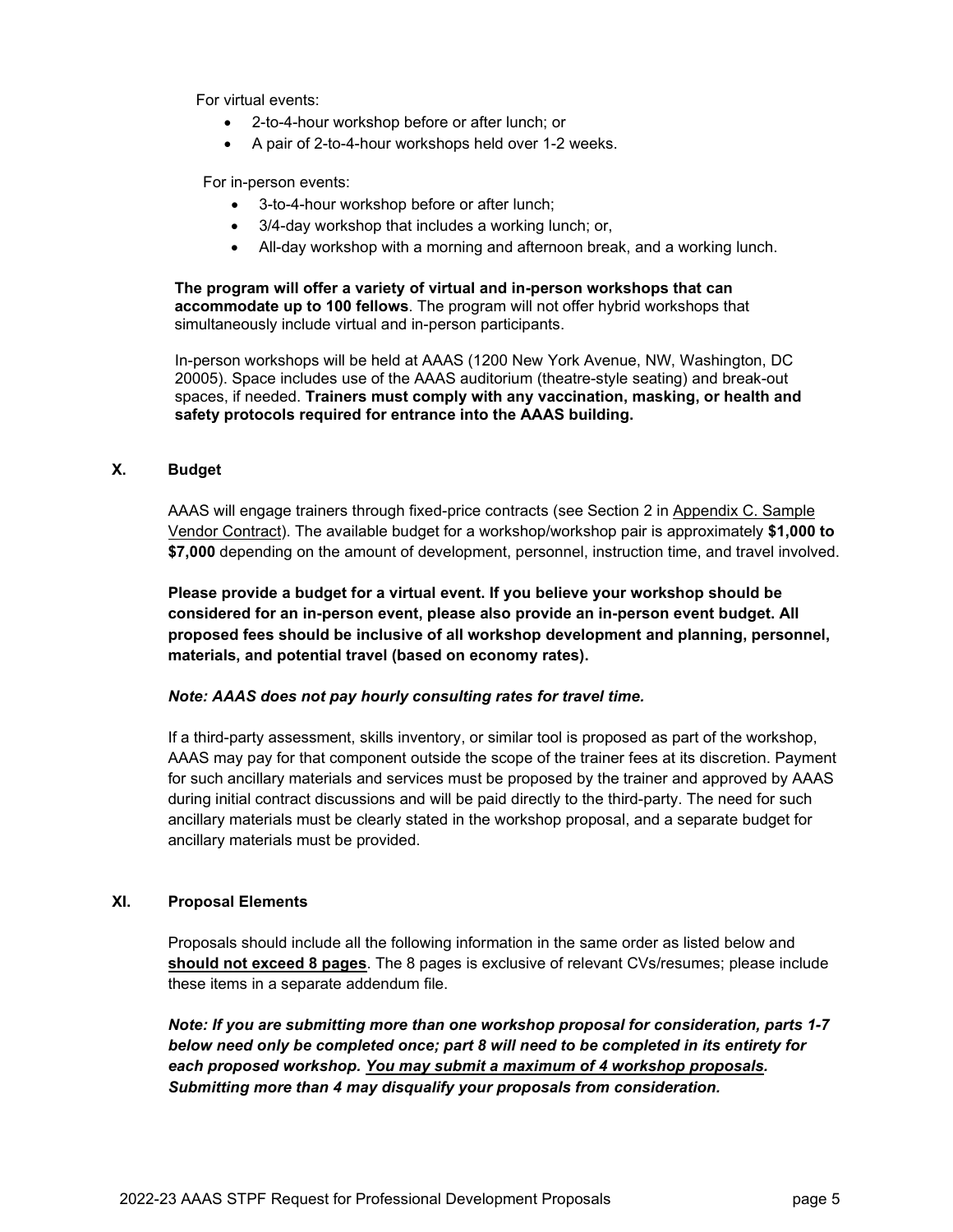For virtual events:

- 2-to-4-hour workshop before or after lunch; or
- A pair of 2-to-4-hour workshops held over 1-2 weeks.

For in-person events:

- 3-to-4-hour workshop before or after lunch;
- 3/4-day workshop that includes a working lunch; or,
- All-day workshop with a morning and afternoon break, and a working lunch.

**The program will offer a variety of virtual and in-person workshops that can accommodate up to 100 fellows**. The program will not offer hybrid workshops that simultaneously include virtual and in-person participants.

In-person workshops will be held at AAAS (1200 New York Avenue, NW, Washington, DC 20005). Space includes use of the AAAS auditorium (theatre-style seating) and break-out spaces, if needed. **Trainers must comply with any vaccination, masking, or health and safety protocols required for entrance into the AAAS building.**

## X. Budget

AAAS will engage trainers through fixed-price contracts (see Section 2 in Appendix C. Sample Vendor Contract). The available budget for a workshop/workshop pair is approximately **$1,000 to $7,000** depending on the amount of development, personnel, instruction time, and travel involved.

**Please provide a budget for a virtual event. If you believe your workshop should be considered for an in-person event, please also provide an in-person event budget. All proposed fees should be inclusive of all workshop development and planning, personnel, materials, and potential travel (based on economy rates).**

***Note: AAAS does not pay hourly consulting rates for travel time.***

If a third-party assessment, skills inventory, or similar tool is proposed as part of the workshop, AAAS may pay for that component outside the scope of the trainer fees at its discretion. Payment for such ancillary materials and services must be proposed by the trainer and approved by AAAS during initial contract discussions and will be paid directly to the third-party. The need for such ancillary materials must be clearly stated in the workshop proposal, and a separate budget for ancillary materials must be provided.

## XI. Proposal Elements

Proposals should include all the following information in the same order as listed below and **should not exceed 8 pages**. The 8 pages is exclusive of relevant CVs/resumes; please include these items in a separate addendum file.

***Note: If you are submitting more than one workshop proposal for consideration, parts 1-7 below need only be completed once; part 8 will need to be completed in its entirety for each proposed workshop. You may submit a maximum of 4 workshop proposals. Submitting more than 4 may disqualify your proposals from consideration.***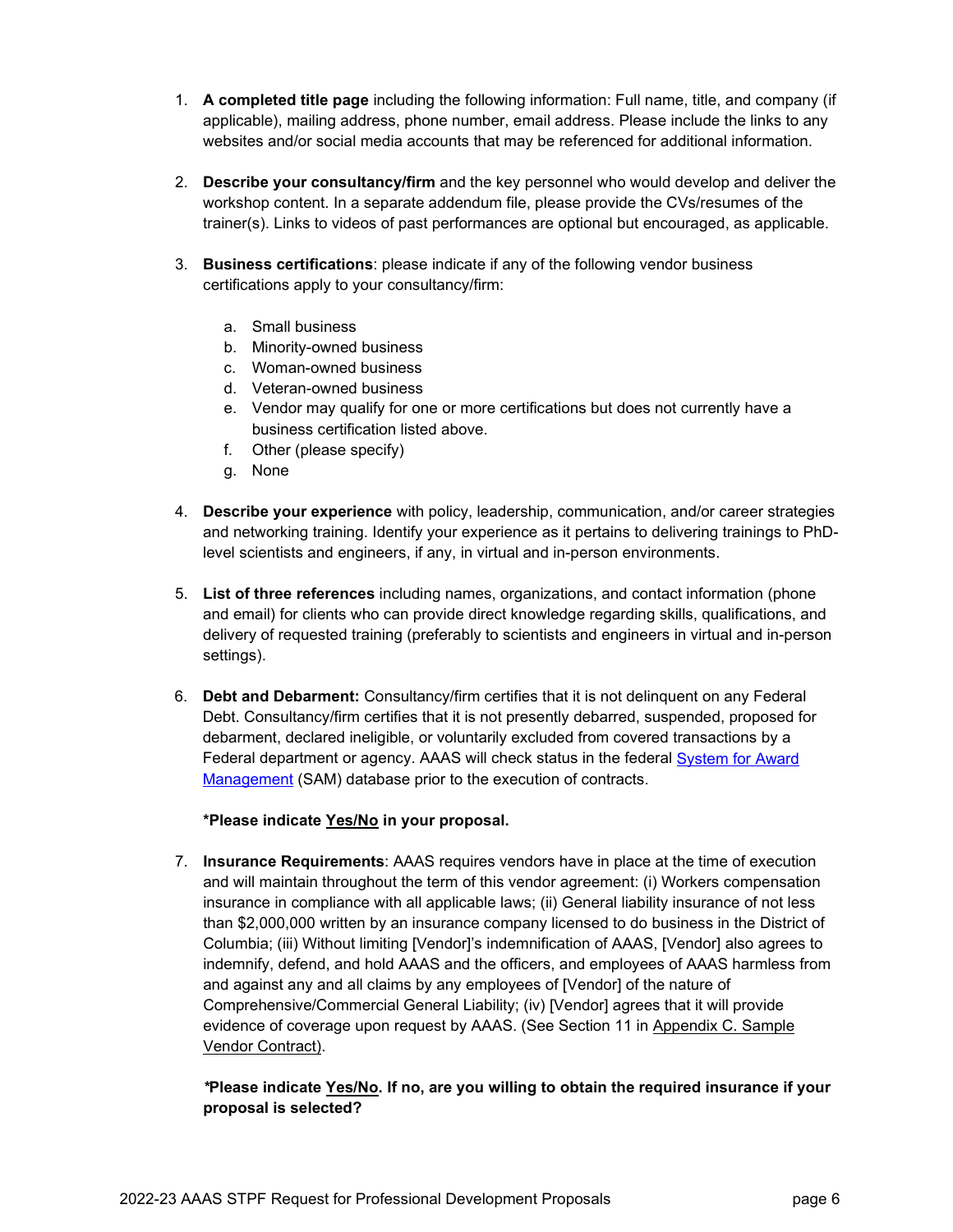1. **A completed title page** including the following information: Full name, title, and company (if applicable), mailing address, phone number, email address. Please include the links to any websites and/or social media accounts that may be referenced for additional information.

2. **Describe your consultancy/firm** and the key personnel who would develop and deliver the workshop content. In a separate addendum file, please provide the CVs/resumes of the trainer(s). Links to videos of past performances are optional but encouraged, as applicable.

3. **Business certifications**: please indicate if any of the following vendor business certifications apply to your consultancy/firm:

    a. Small business
    b. Minority-owned business
    c. Woman-owned business
    d. Veteran-owned business
    e. Vendor may qualify for one or more certifications but does not currently have a business certification listed above.
    f. Other (please specify)
    g. None

4. **Describe your experience** with policy, leadership, communication, and/or career strategies and networking training. Identify your experience as it pertains to delivering trainings to PhD-level scientists and engineers, if any, in virtual and in-person environments.

5. **List of three references** including names, organizations, and contact information (phone and email) for clients who can provide direct knowledge regarding skills, qualifications, and delivery of requested training (preferably to scientists and engineers in virtual and in-person settings).

6. **Debt and Debarment:** Consultancy/firm certifies that it is not delinquent on any Federal Debt. Consultancy/firm certifies that it is not presently debarred, suspended, proposed for debarment, declared ineligible, or voluntarily excluded from covered transactions by a Federal department or agency. AAAS will check status in the federal System for Award Management (SAM) database prior to the execution of contracts.

    **\*Please indicate Yes/No in your proposal.**

7. **Insurance Requirements**: AAAS requires vendors have in place at the time of execution and will maintain throughout the term of this vendor agreement: (i) Workers compensation insurance in compliance with all applicable laws; (ii) General liability insurance of not less than $2,000,000 written by an insurance company licensed to do business in the District of Columbia; (iii) Without limiting [Vendor]'s indemnification of AAAS, [Vendor] also agrees to indemnify, defend, and hold AAAS and the officers, and employees of AAAS harmless from and against any and all claims by any employees of [Vendor] of the nature of Comprehensive/Commercial General Liability; (iv) [Vendor] agrees that it will provide evidence of coverage upon request by AAAS. (See Section 11 in Appendix C. Sample Vendor Contract).

    ***\*Please indicate Yes/No. If no, are you willing to obtain the required insurance if your proposal is selected?***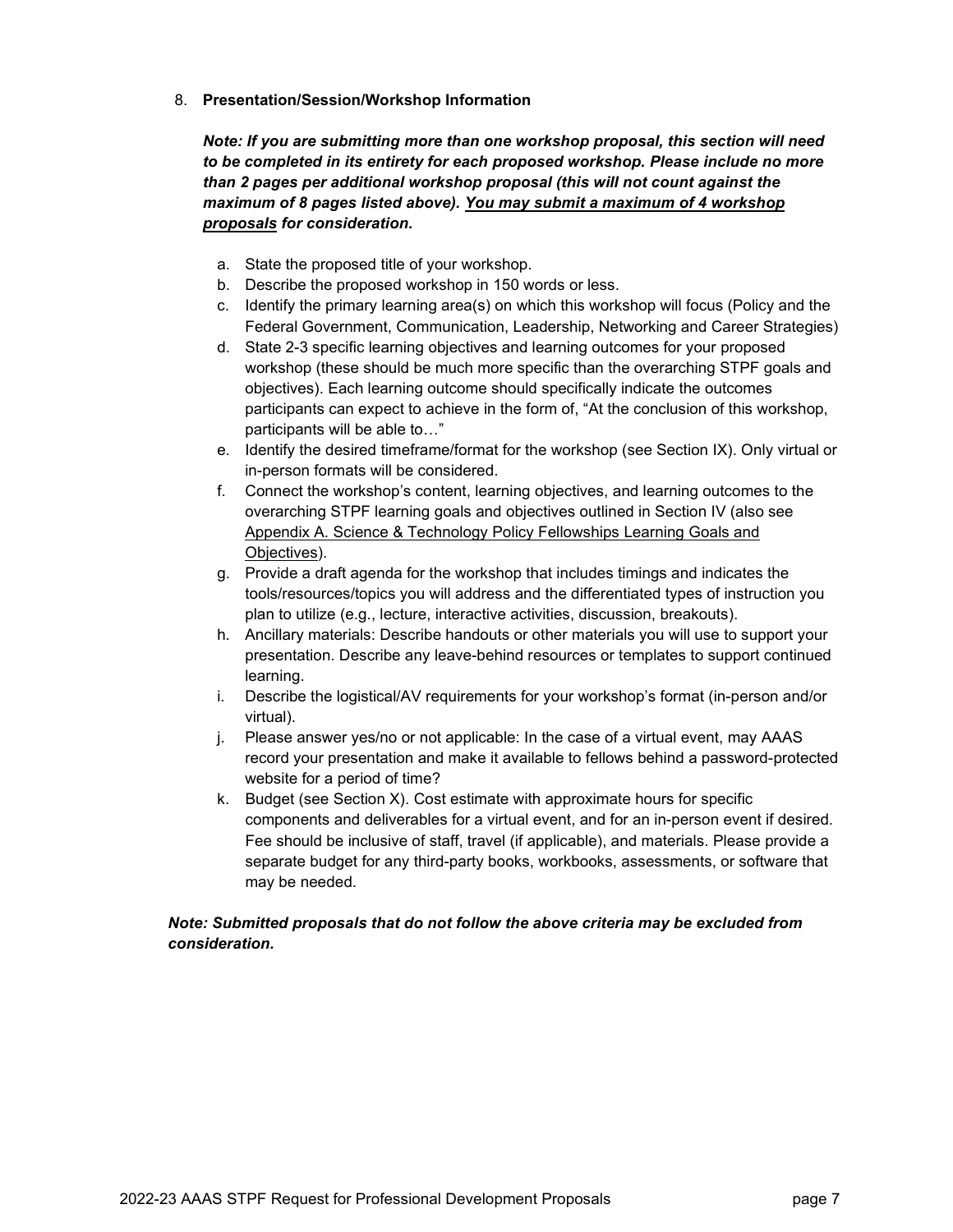8. **Presentation/Session/Workshop Information**

   ***Note: If you are submitting more than one workshop proposal, this section will need to be completed in its entirety for each proposed workshop. Please include no more than 2 pages per additional workshop proposal (this will not count against the maximum of 8 pages listed above). <u>You may submit a maximum of 4 workshop proposals</u> for consideration.***

   a. State the proposed title of your workshop.
   b. Describe the proposed workshop in 150 words or less.
   c. Identify the primary learning area(s) on which this workshop will focus (Policy and the Federal Government, Communication, Leadership, Networking and Career Strategies)
   d. State 2-3 specific learning objectives and learning outcomes for your proposed workshop (these should be much more specific than the overarching STPF goals and objectives). Each learning outcome should specifically indicate the outcomes participants can expect to achieve in the form of, "At the conclusion of this workshop, participants will be able to…"
   e. Identify the desired timeframe/format for the workshop (see Section IX). Only virtual or in-person formats will be considered.
   f. Connect the workshop's content, learning objectives, and learning outcomes to the overarching STPF learning goals and objectives outlined in Section IV (also see <u>Appendix A. Science & Technology Policy Fellowships Learning Goals and Objectives</u>).
   g. Provide a draft agenda for the workshop that includes timings and indicates the tools/resources/topics you will address and the differentiated types of instruction you plan to utilize (e.g., lecture, interactive activities, discussion, breakouts).
   h. Ancillary materials: Describe handouts or other materials you will use to support your presentation. Describe any leave-behind resources or templates to support continued learning.
   i. Describe the logistical/AV requirements for your workshop's format (in-person and/or virtual).
   j. Please answer yes/no or not applicable: In the case of a virtual event, may AAAS record your presentation and make it available to fellows behind a password-protected website for a period of time?
   k. Budget (see Section X). Cost estimate with approximate hours for specific components and deliverables for a virtual event, and for an in-person event if desired. Fee should be inclusive of staff, travel (if applicable), and materials. Please provide a separate budget for any third-party books, workbooks, assessments, or software that may be needed.

***Note: Submitted proposals that do not follow the above criteria may be excluded from consideration.***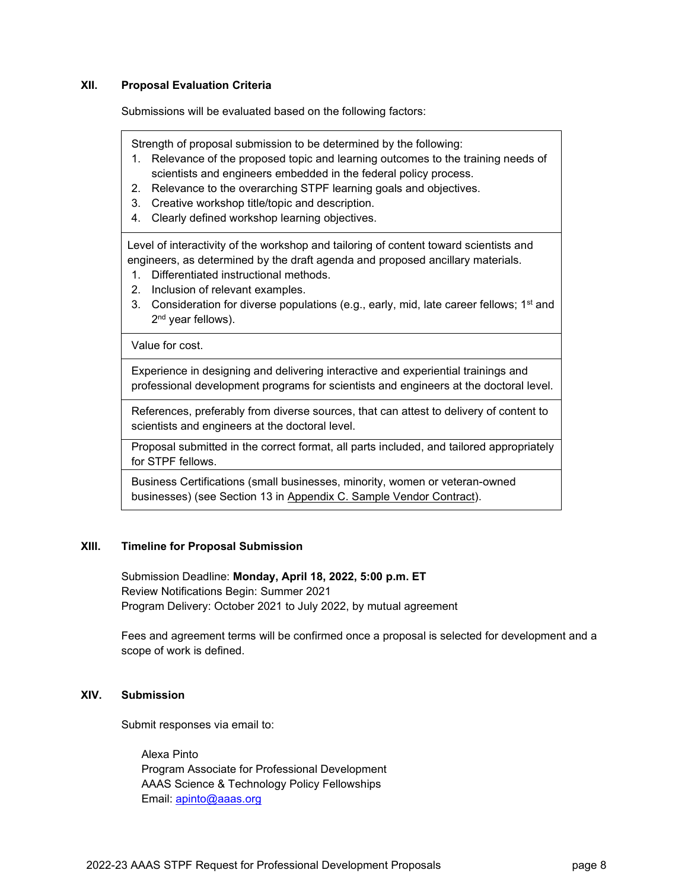## XII. Proposal Evaluation Criteria

Submissions will be evaluated based on the following factors:

| |
|---|
| Strength of proposal submission to be determined by the following:<br>1. Relevance of the proposed topic and learning outcomes to the training needs of scientists and engineers embedded in the federal policy process.<br>2. Relevance to the overarching STPF learning goals and objectives.<br>3. Creative workshop title/topic and description.<br>4. Clearly defined workshop learning objectives. |
| Level of interactivity of the workshop and tailoring of content toward scientists and engineers, as determined by the draft agenda and proposed ancillary materials.<br>1. Differentiated instructional methods.<br>2. Inclusion of relevant examples.<br>3. Consideration for diverse populations (e.g., early, mid, late career fellows; 1st and 2nd year fellows). |
| Value for cost. |
| Experience in designing and delivering interactive and experiential trainings and professional development programs for scientists and engineers at the doctoral level. |
| References, preferably from diverse sources, that can attest to delivery of content to scientists and engineers at the doctoral level. |
| Proposal submitted in the correct format, all parts included, and tailored appropriately for STPF fellows. |
| Business Certifications (small businesses, minority, women or veteran-owned businesses) (see Section 13 in Appendix C. Sample Vendor Contract). |

## XIII. Timeline for Proposal Submission

Submission Deadline: **Monday, April 18, 2022, 5:00 p.m. ET**
Review Notifications Begin: Summer 2021
Program Delivery: October 2021 to July 2022, by mutual agreement

Fees and agreement terms will be confirmed once a proposal is selected for development and a scope of work is defined.

## XIV. Submission

Submit responses via email to:

Alexa Pinto
Program Associate for Professional Development
AAAS Science & Technology Policy Fellowships
Email: apinto@aaas.org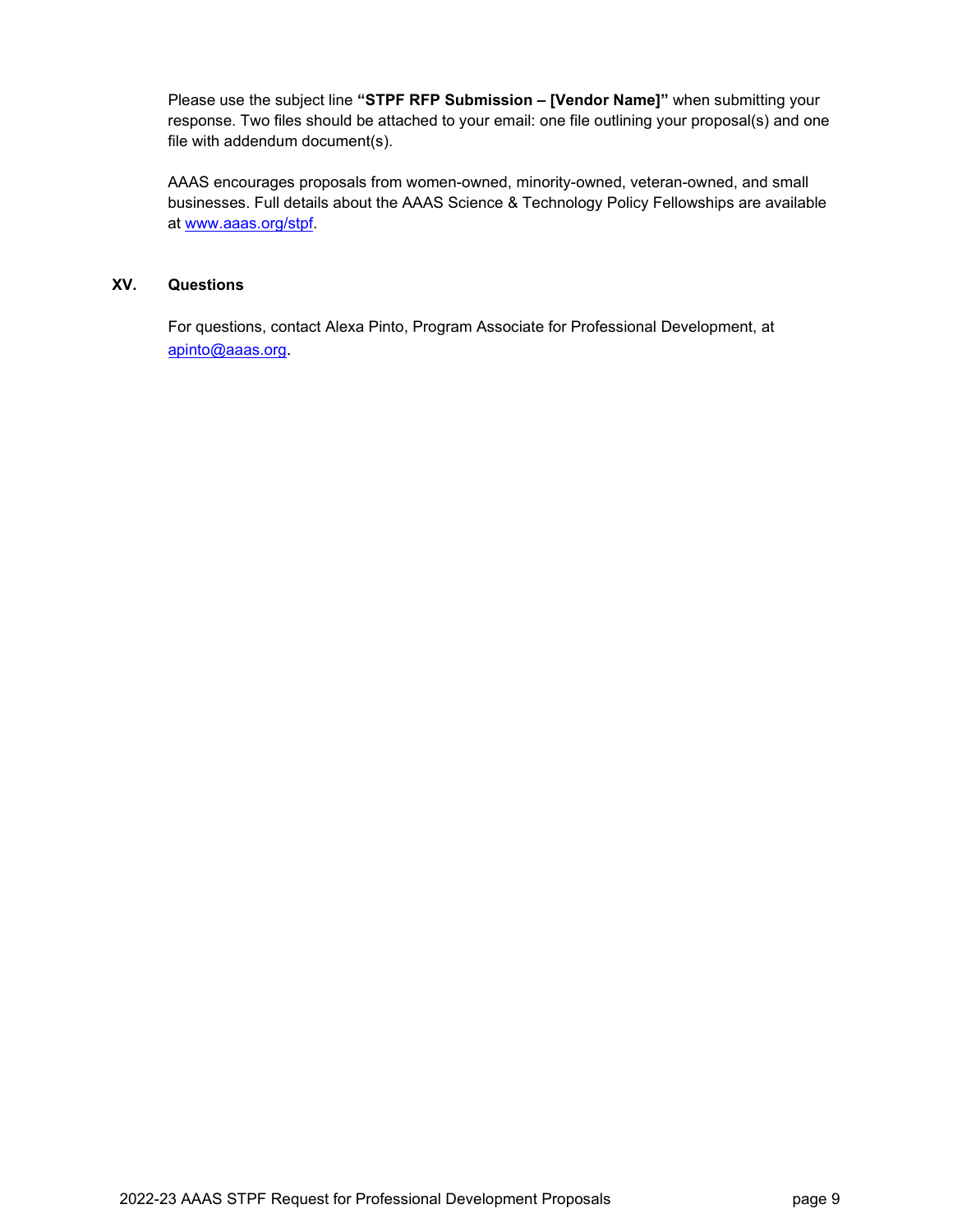Please use the subject line **"STPF RFP Submission – [Vendor Name]"** when submitting your response. Two files should be attached to your email: one file outlining your proposal(s) and one file with addendum document(s).

AAAS encourages proposals from women-owned, minority-owned, veteran-owned, and small businesses. Full details about the AAAS Science & Technology Policy Fellowships are available at www.aaas.org/stpf.

## XV. Questions

For questions, contact Alexa Pinto, Program Associate for Professional Development, at apinto@aaas.org.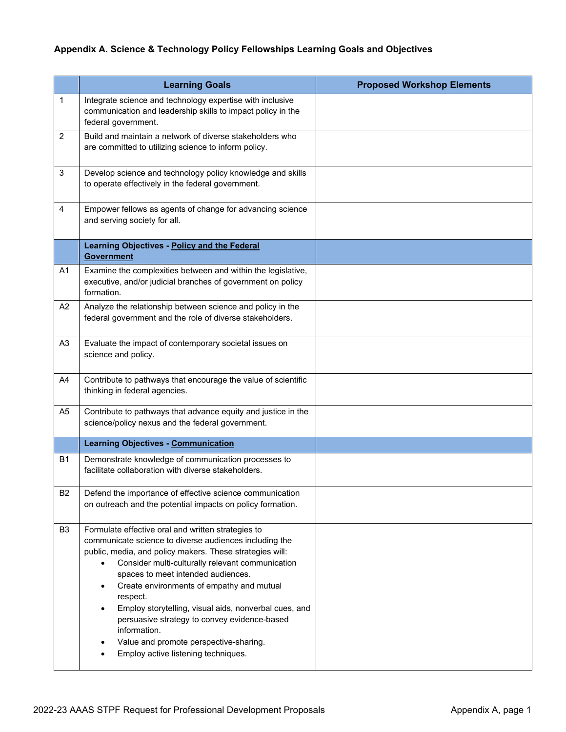**Appendix A. Science & Technology Policy Fellowships Learning Goals and Objectives**

| | Learning Goals | Proposed Workshop Elements |
|---|---|---|
| 1 | Integrate science and technology expertise with inclusive communication and leadership skills to impact policy in the federal government. | |
| 2 | Build and maintain a network of diverse stakeholders who are committed to utilizing science to inform policy. | |
| 3 | Develop science and technology policy knowledge and skills to operate effectively in the federal government. | |
| 4 | Empower fellows as agents of change for advancing science and serving society for all. | |
| | **Learning Objectives - Policy and the Federal Government** | |
| A1 | Examine the complexities between and within the legislative, executive, and/or judicial branches of government on policy formation. | |
| A2 | Analyze the relationship between science and policy in the federal government and the role of diverse stakeholders. | |
| A3 | Evaluate the impact of contemporary societal issues on science and policy. | |
| A4 | Contribute to pathways that encourage the value of scientific thinking in federal agencies. | |
| A5 | Contribute to pathways that advance equity and justice in the science/policy nexus and the federal government. | |
| | **Learning Objectives - Communication** | |
| B1 | Demonstrate knowledge of communication processes to facilitate collaboration with diverse stakeholders. | |
| B2 | Defend the importance of effective science communication on outreach and the potential impacts on policy formation. | |
| B3 | Formulate effective oral and written strategies to communicate science to diverse audiences including the public, media, and policy makers. These strategies will:<br>• Consider multi-culturally relevant communication spaces to meet intended audiences.<br>• Create environments of empathy and mutual respect.<br>• Employ storytelling, visual aids, nonverbal cues, and persuasive strategy to convey evidence-based information.<br>• Value and promote perspective-sharing.<br>• Employ active listening techniques. | |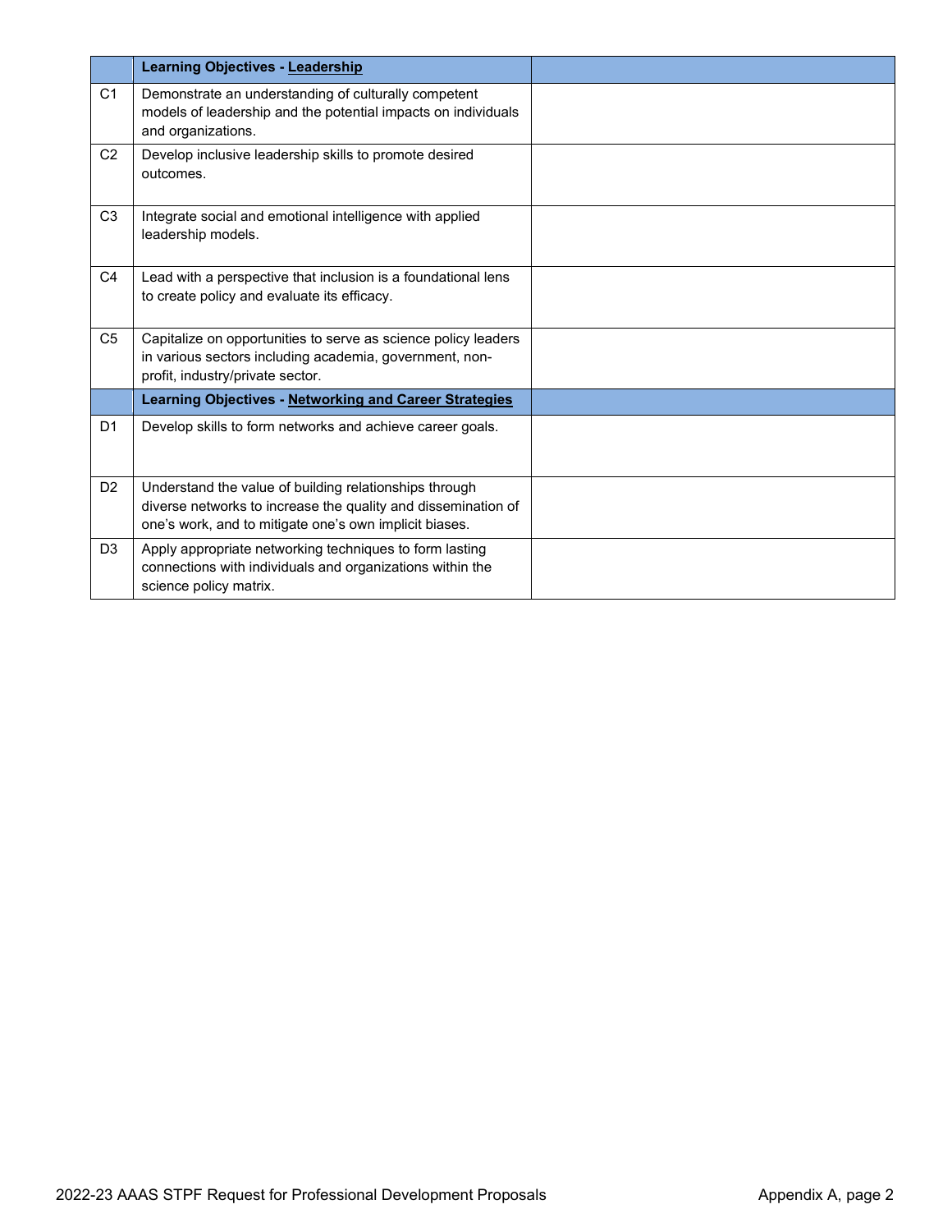| | **Learning Objectives - Leadership** | |
|---|---|---|
| C1 | Demonstrate an understanding of culturally competent models of leadership and the potential impacts on individuals and organizations. | |
| C2 | Develop inclusive leadership skills to promote desired outcomes. | |
| C3 | Integrate social and emotional intelligence with applied leadership models. | |
| C4 | Lead with a perspective that inclusion is a foundational lens to create policy and evaluate its efficacy. | |
| C5 | Capitalize on opportunities to serve as science policy leaders in various sectors including academia, government, non-profit, industry/private sector. | |
| | **Learning Objectives - Networking and Career Strategies** | |
| D1 | Develop skills to form networks and achieve career goals. | |
| D2 | Understand the value of building relationships through diverse networks to increase the quality and dissemination of one's work, and to mitigate one's own implicit biases. | |
| D3 | Apply appropriate networking techniques to form lasting connections with individuals and organizations within the science policy matrix. | |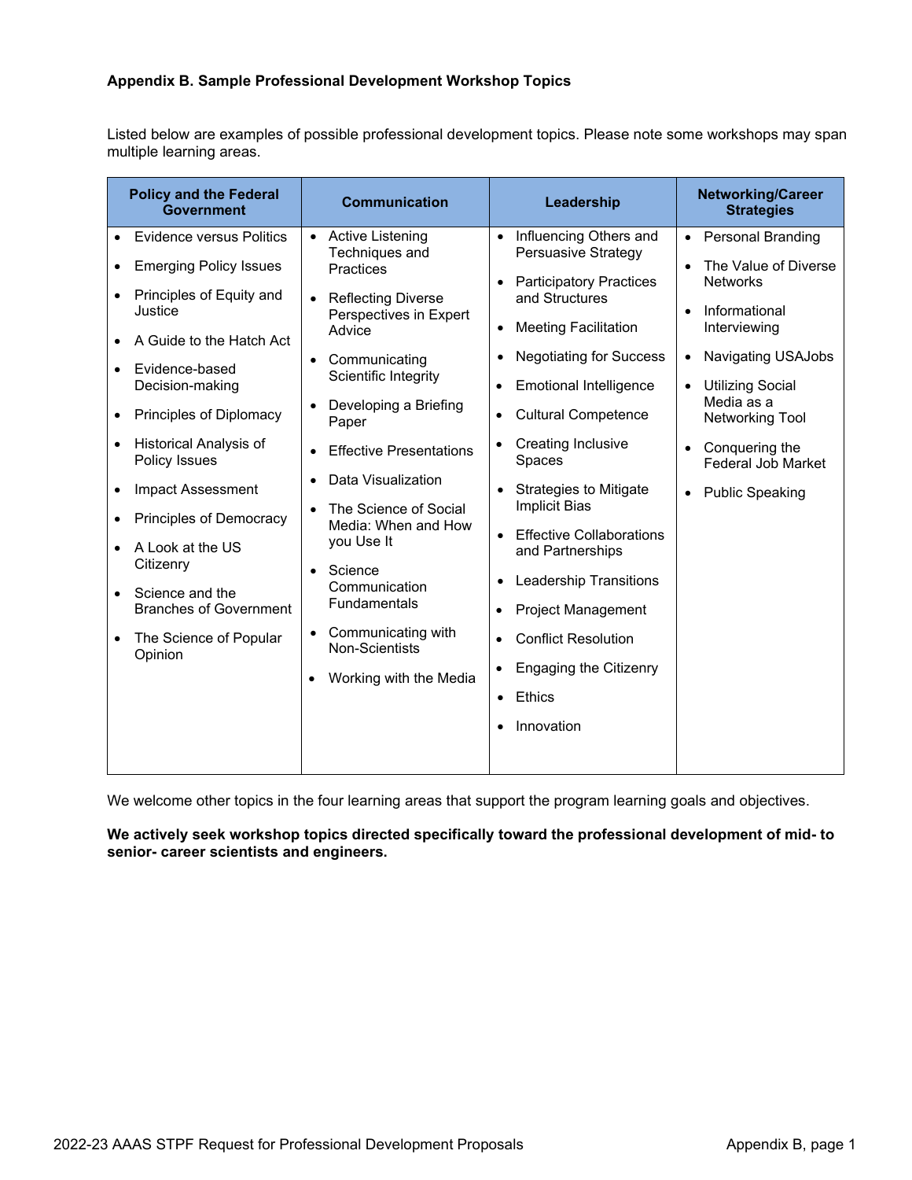**Appendix B. Sample Professional Development Workshop Topics**

Listed below are examples of possible professional development topics. Please note some workshops may span multiple learning areas.

| Policy and the Federal Government | Communication | Leadership | Networking/Career Strategies |
|---|---|---|---|
| • Evidence versus Politics<br>• Emerging Policy Issues<br>• Principles of Equity and Justice<br>• A Guide to the Hatch Act<br>• Evidence-based Decision-making<br>• Principles of Diplomacy<br>• Historical Analysis of Policy Issues<br>• Impact Assessment<br>• Principles of Democracy<br>• A Look at the US Citizenry<br>• Science and the Branches of Government<br>• The Science of Popular Opinion | • Active Listening Techniques and Practices<br>• Reflecting Diverse Perspectives in Expert Advice<br>• Communicating Scientific Integrity<br>• Developing a Briefing Paper<br>• Effective Presentations<br>• Data Visualization<br>• The Science of Social Media: When and How you Use It<br>• Science Communication Fundamentals<br>• Communicating with Non-Scientists<br>• Working with the Media | • Influencing Others and Persuasive Strategy<br>• Participatory Practices and Structures<br>• Meeting Facilitation<br>• Negotiating for Success<br>• Emotional Intelligence<br>• Cultural Competence<br>• Creating Inclusive Spaces<br>• Strategies to Mitigate Implicit Bias<br>• Effective Collaborations and Partnerships<br>• Leadership Transitions<br>• Project Management<br>• Conflict Resolution<br>• Engaging the Citizenry<br>• Ethics<br>• Innovation | • Personal Branding<br>• The Value of Diverse Networks<br>• Informational Interviewing<br>• Navigating USAJobs<br>• Utilizing Social Media as a Networking Tool<br>• Conquering the Federal Job Market<br>• Public Speaking |

We welcome other topics in the four learning areas that support the program learning goals and objectives.

**We actively seek workshop topics directed specifically toward the professional development of mid- to senior- career scientists and engineers.**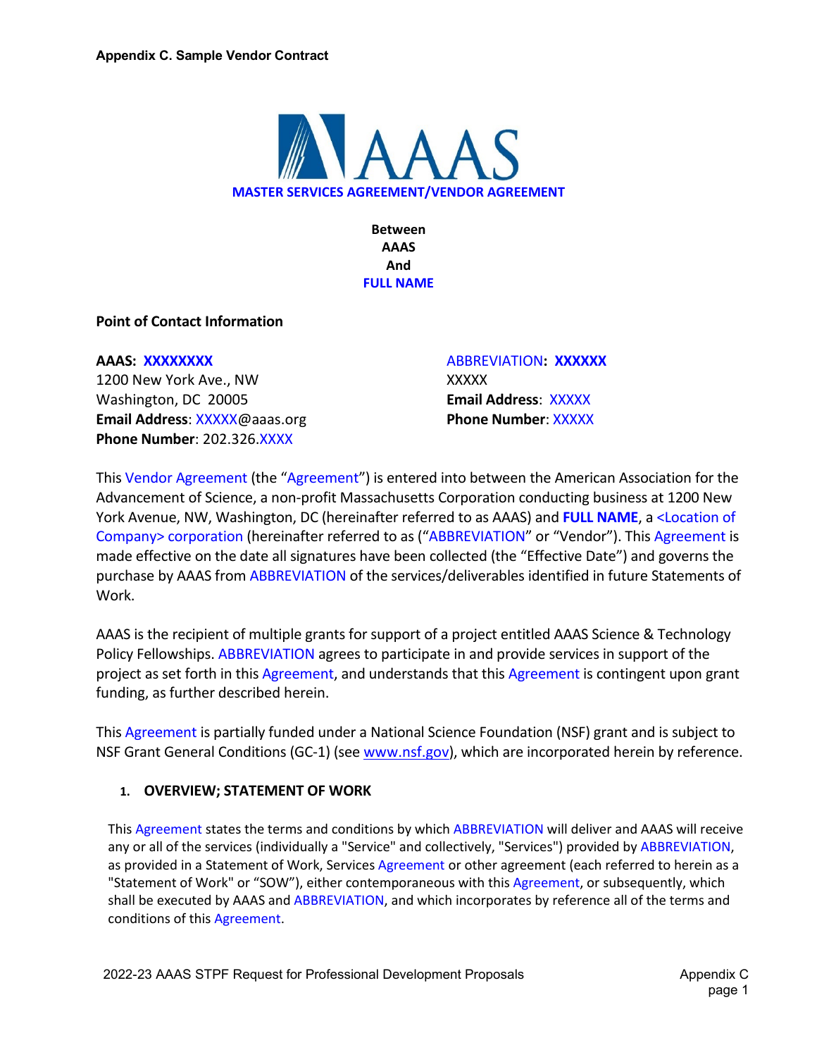**Appendix C. Sample Vendor Contract**

# MASTER SERVICES AGREEMENT/VENDOR AGREEMENT

**Between**
**AAAS**
**And**
**FULL NAME**

**Point of Contact Information**

**AAAS: XXXXXXXX**
1200 New York Ave., NW
Washington, DC 20005
**Email Address**: XXXXX@aaas.org
**Phone Number**: 202.326.XXXX

ABBREVIATION**: XXXXXX**
XXXXX
**Email Address**: XXXXX
**Phone Number**: XXXXX

This Vendor Agreement (the "Agreement") is entered into between the American Association for the Advancement of Science, a non-profit Massachusetts Corporation conducting business at 1200 New York Avenue, NW, Washington, DC (hereinafter referred to as AAAS) and **FULL NAME**, a <Location of Company> corporation (hereinafter referred to as ("ABBREVIATION" or "Vendor"). This Agreement is made effective on the date all signatures have been collected (the "Effective Date") and governs the purchase by AAAS from ABBREVIATION of the services/deliverables identified in future Statements of Work.

AAAS is the recipient of multiple grants for support of a project entitled AAAS Science & Technology Policy Fellowships. ABBREVIATION agrees to participate in and provide services in support of the project as set forth in this Agreement, and understands that this Agreement is contingent upon grant funding, as further described herein.

This Agreement is partially funded under a National Science Foundation (NSF) grant and is subject to NSF Grant General Conditions (GC-1) (see www.nsf.gov), which are incorporated herein by reference.

## 1. OVERVIEW; STATEMENT OF WORK

This Agreement states the terms and conditions by which ABBREVIATION will deliver and AAAS will receive any or all of the services (individually a "Service" and collectively, "Services") provided by ABBREVIATION, as provided in a Statement of Work, Services Agreement or other agreement (each referred to herein as a "Statement of Work" or "SOW"), either contemporaneous with this Agreement, or subsequently, which shall be executed by AAAS and ABBREVIATION, and which incorporates by reference all of the terms and conditions of this Agreement.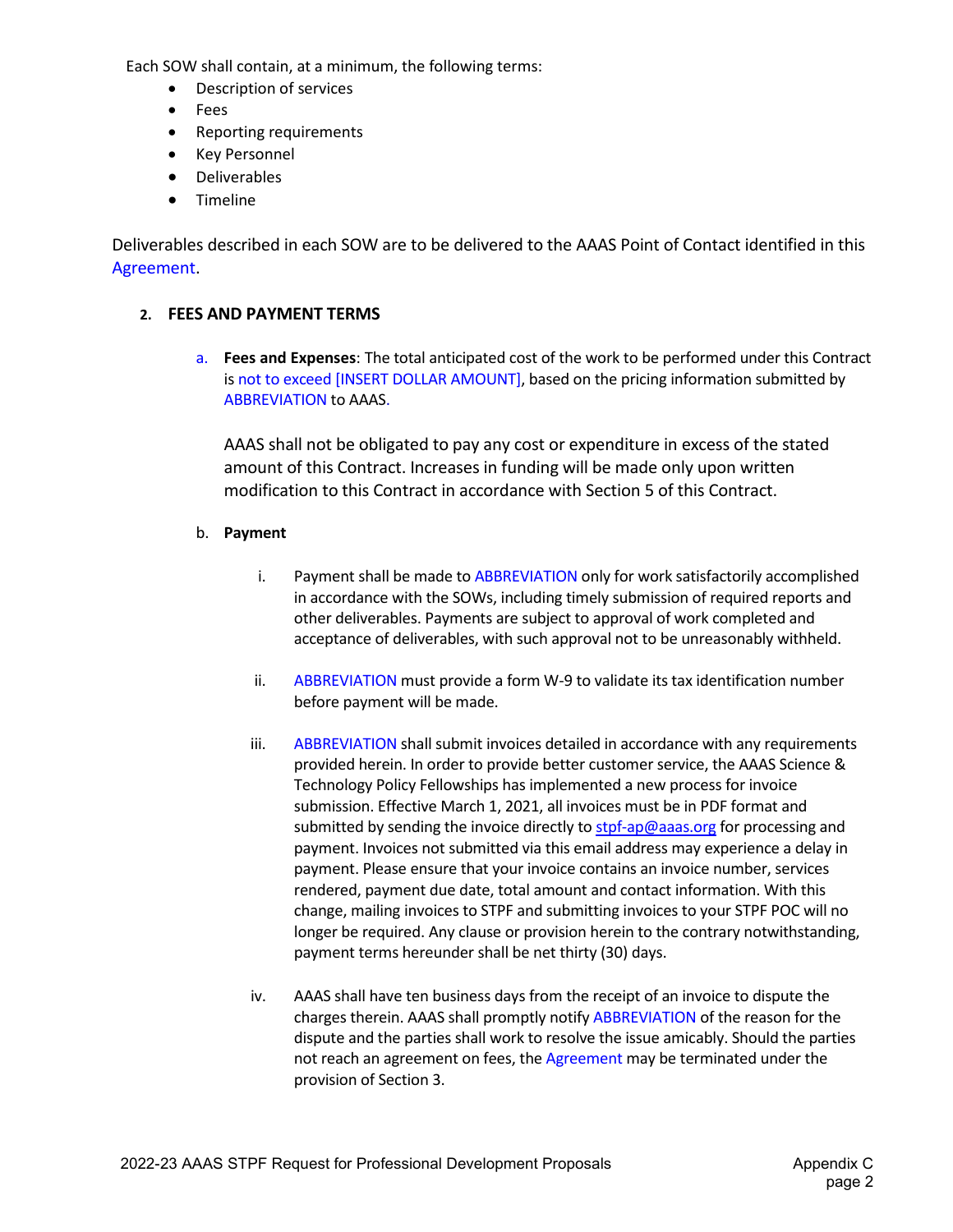Each SOW shall contain, at a minimum, the following terms:

- Description of services
- Fees
- Reporting requirements
- Key Personnel
- Deliverables
- Timeline

Deliverables described in each SOW are to be delivered to the AAAS Point of Contact identified in this Agreement.

2. **FEES AND PAYMENT TERMS**

   a. **Fees and Expenses**: The total anticipated cost of the work to be performed under this Contract is not to exceed [INSERT DOLLAR AMOUNT], based on the pricing information submitted by ABBREVIATION to AAAS.

   AAAS shall not be obligated to pay any cost or expenditure in excess of the stated amount of this Contract. Increases in funding will be made only upon written modification to this Contract in accordance with Section 5 of this Contract.

   b. **Payment**

      i. Payment shall be made to ABBREVIATION only for work satisfactorily accomplished in accordance with the SOWs, including timely submission of required reports and other deliverables. Payments are subject to approval of work completed and acceptance of deliverables, with such approval not to be unreasonably withheld.

      ii. ABBREVIATION must provide a form W-9 to validate its tax identification number before payment will be made.

      iii. ABBREVIATION shall submit invoices detailed in accordance with any requirements provided herein. In order to provide better customer service, the AAAS Science & Technology Policy Fellowships has implemented a new process for invoice submission. Effective March 1, 2021, all invoices must be in PDF format and submitted by sending the invoice directly to stpf-ap@aaas.org for processing and payment. Invoices not submitted via this email address may experience a delay in payment. Please ensure that your invoice contains an invoice number, services rendered, payment due date, total amount and contact information. With this change, mailing invoices to STPF and submitting invoices to your STPF POC will no longer be required. Any clause or provision herein to the contrary notwithstanding, payment terms hereunder shall be net thirty (30) days.

      iv. AAAS shall have ten business days from the receipt of an invoice to dispute the charges therein. AAAS shall promptly notify ABBREVIATION of the reason for the dispute and the parties shall work to resolve the issue amicably. Should the parties not reach an agreement on fees, the Agreement may be terminated under the provision of Section 3.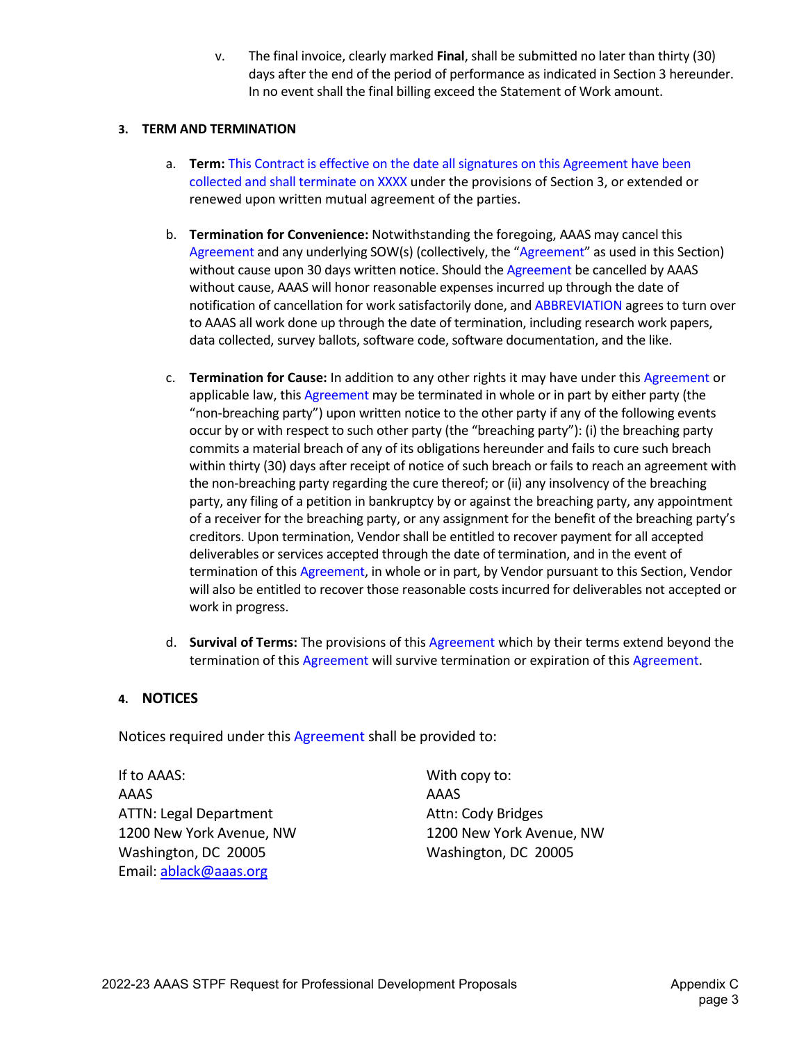v. The final invoice, clearly marked **Final**, shall be submitted no later than thirty (30) days after the end of the period of performance as indicated in Section 3 hereunder. In no event shall the final billing exceed the Statement of Work amount.

### 3. TERM AND TERMINATION

a. **Term:** This Contract is effective on the date all signatures on this Agreement have been collected and shall terminate on XXXX under the provisions of Section 3, or extended or renewed upon written mutual agreement of the parties.

b. **Termination for Convenience:** Notwithstanding the foregoing, AAAS may cancel this Agreement and any underlying SOW(s) (collectively, the "Agreement" as used in this Section) without cause upon 30 days written notice. Should the Agreement be cancelled by AAAS without cause, AAAS will honor reasonable expenses incurred up through the date of notification of cancellation for work satisfactorily done, and ABBREVIATION agrees to turn over to AAAS all work done up through the date of termination, including research work papers, data collected, survey ballots, software code, software documentation, and the like.

c. **Termination for Cause:** In addition to any other rights it may have under this Agreement or applicable law, this Agreement may be terminated in whole or in part by either party (the "non-breaching party") upon written notice to the other party if any of the following events occur by or with respect to such other party (the "breaching party"): (i) the breaching party commits a material breach of any of its obligations hereunder and fails to cure such breach within thirty (30) days after receipt of notice of such breach or fails to reach an agreement with the non-breaching party regarding the cure thereof; or (ii) any insolvency of the breaching party, any filing of a petition in bankruptcy by or against the breaching party, any appointment of a receiver for the breaching party, or any assignment for the benefit of the breaching party's creditors. Upon termination, Vendor shall be entitled to recover payment for all accepted deliverables or services accepted through the date of termination, and in the event of termination of this Agreement, in whole or in part, by Vendor pursuant to this Section, Vendor will also be entitled to recover those reasonable costs incurred for deliverables not accepted or work in progress.

d. **Survival of Terms:** The provisions of this Agreement which by their terms extend beyond the termination of this Agreement will survive termination or expiration of this Agreement.

### 4. NOTICES

Notices required under this Agreement shall be provided to:

If to AAAS:
AAAS
ATTN: Legal Department
1200 New York Avenue, NW
Washington, DC 20005
Email: ablack@aaas.org

With copy to:
AAAS
Attn: Cody Bridges
1200 New York Avenue, NW
Washington, DC 20005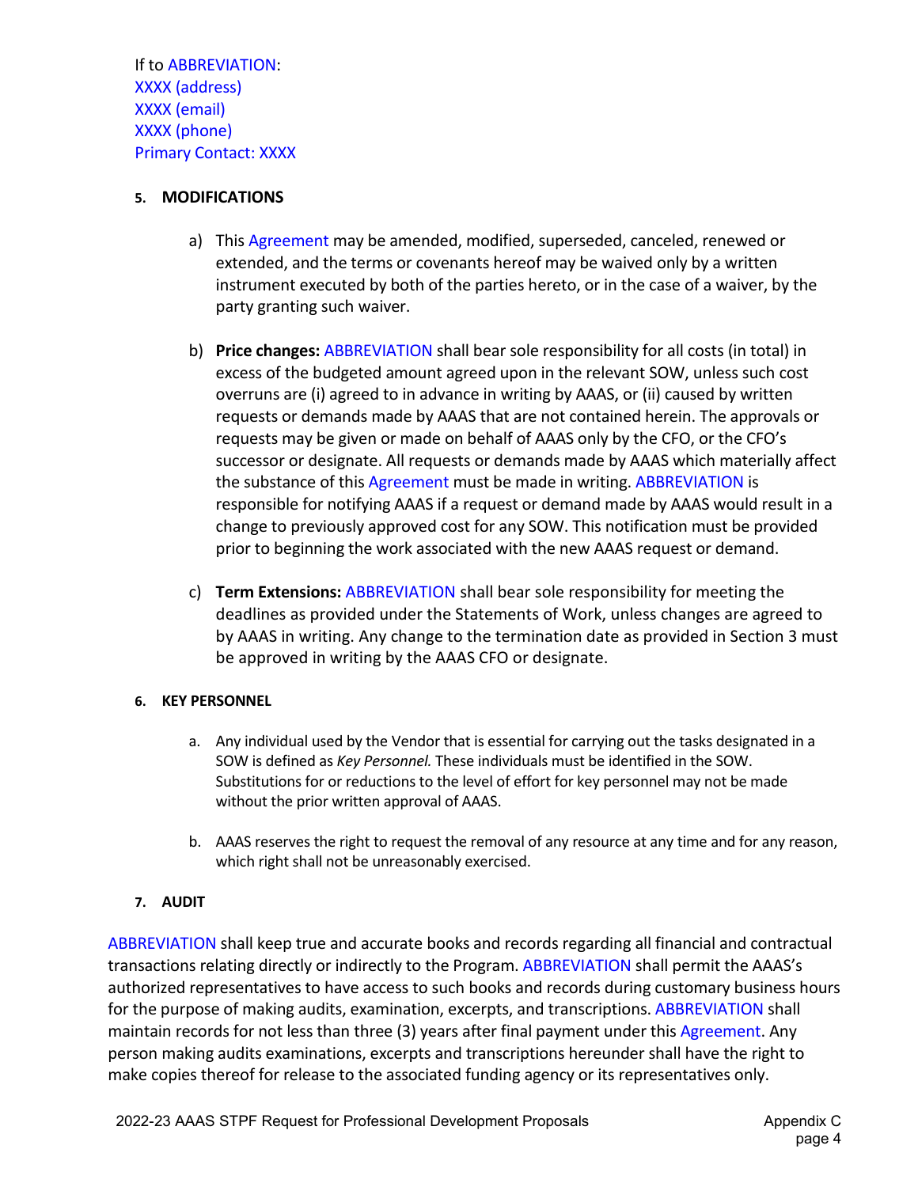If to ABBREVIATION:
XXXX (address)
XXXX (email)
XXXX (phone)
Primary Contact: XXXX

5. **MODIFICATIONS**

a) This Agreement may be amended, modified, superseded, canceled, renewed or extended, and the terms or covenants hereof may be waived only by a written instrument executed by both of the parties hereto, or in the case of a waiver, by the party granting such waiver.

b) **Price changes:** ABBREVIATION shall bear sole responsibility for all costs (in total) in excess of the budgeted amount agreed upon in the relevant SOW, unless such cost overruns are (i) agreed to in advance in writing by AAAS, or (ii) caused by written requests or demands made by AAAS that are not contained herein. The approvals or requests may be given or made on behalf of AAAS only by the CFO, or the CFO's successor or designate. All requests or demands made by AAAS which materially affect the substance of this Agreement must be made in writing. ABBREVIATION is responsible for notifying AAAS if a request or demand made by AAAS would result in a change to previously approved cost for any SOW. This notification must be provided prior to beginning the work associated with the new AAAS request or demand.

c) **Term Extensions:** ABBREVIATION shall bear sole responsibility for meeting the deadlines as provided under the Statements of Work, unless changes are agreed to by AAAS in writing. Any change to the termination date as provided in Section 3 must be approved in writing by the AAAS CFO or designate.

6. **KEY PERSONNEL**

a. Any individual used by the Vendor that is essential for carrying out the tasks designated in a SOW is defined as *Key Personnel.* These individuals must be identified in the SOW. Substitutions for or reductions to the level of effort for key personnel may not be made without the prior written approval of AAAS.

b. AAAS reserves the right to request the removal of any resource at any time and for any reason, which right shall not be unreasonably exercised.

7. **AUDIT**

ABBREVIATION shall keep true and accurate books and records regarding all financial and contractual transactions relating directly or indirectly to the Program. ABBREVIATION shall permit the AAAS's authorized representatives to have access to such books and records during customary business hours for the purpose of making audits, examination, excerpts, and transcriptions. ABBREVIATION shall maintain records for not less than three (3) years after final payment under this Agreement. Any person making audits examinations, excerpts and transcriptions hereunder shall have the right to make copies thereof for release to the associated funding agency or its representatives only.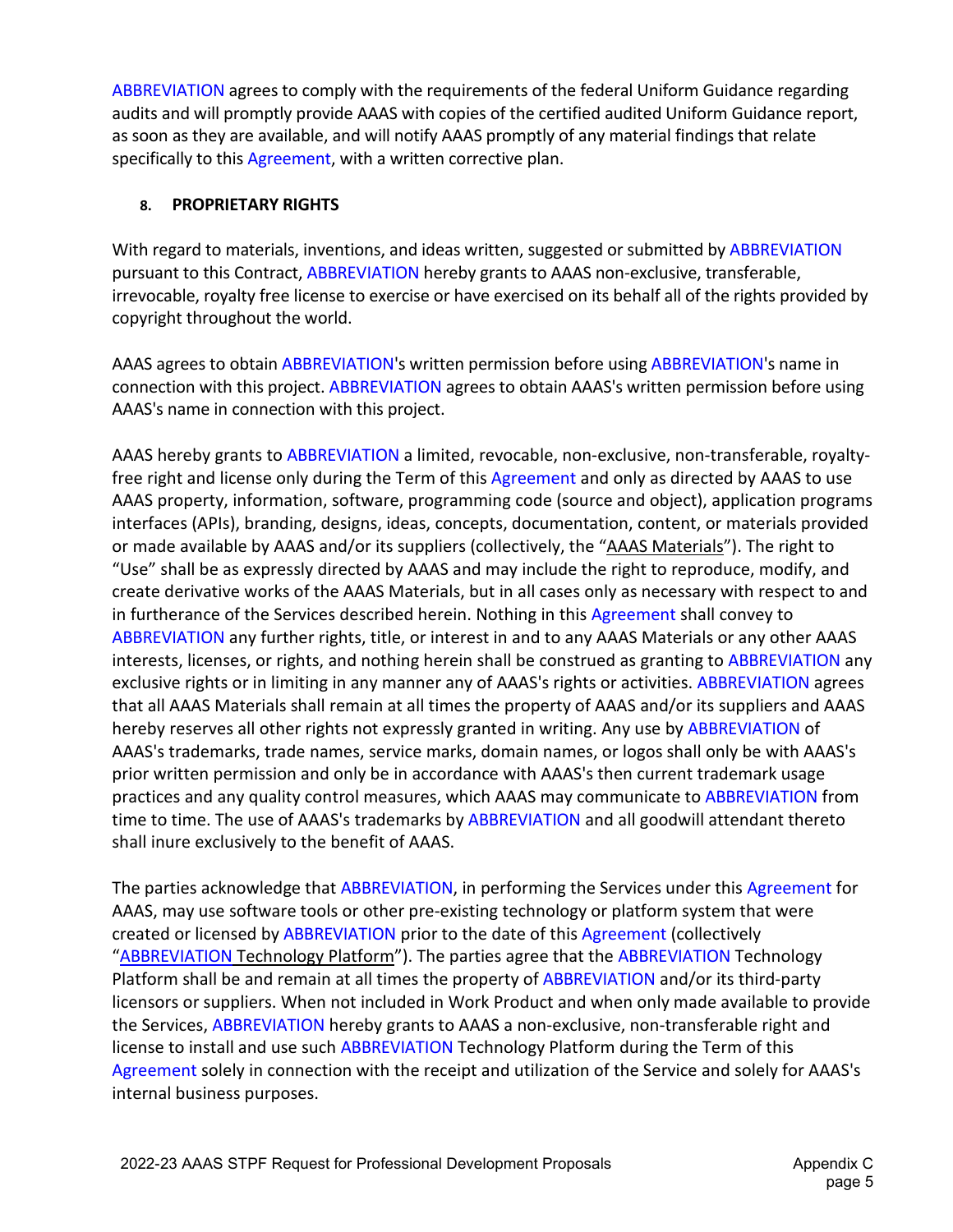ABBREVIATION agrees to comply with the requirements of the federal Uniform Guidance regarding audits and will promptly provide AAAS with copies of the certified audited Uniform Guidance report, as soon as they are available, and will notify AAAS promptly of any material findings that relate specifically to this Agreement, with a written corrective plan.

## 8. PROPRIETARY RIGHTS

With regard to materials, inventions, and ideas written, suggested or submitted by ABBREVIATION pursuant to this Contract, ABBREVIATION hereby grants to AAAS non-exclusive, transferable, irrevocable, royalty free license to exercise or have exercised on its behalf all of the rights provided by copyright throughout the world.

AAAS agrees to obtain ABBREVIATION's written permission before using ABBREVIATION's name in connection with this project. ABBREVIATION agrees to obtain AAAS's written permission before using AAAS's name in connection with this project.

AAAS hereby grants to ABBREVIATION a limited, revocable, non-exclusive, non-transferable, royalty-free right and license only during the Term of this Agreement and only as directed by AAAS to use AAAS property, information, software, programming code (source and object), application programs interfaces (APIs), branding, designs, ideas, concepts, documentation, content, or materials provided or made available by AAAS and/or its suppliers (collectively, the "AAAS Materials"). The right to "Use" shall be as expressly directed by AAAS and may include the right to reproduce, modify, and create derivative works of the AAAS Materials, but in all cases only as necessary with respect to and in furtherance of the Services described herein. Nothing in this Agreement shall convey to ABBREVIATION any further rights, title, or interest in and to any AAAS Materials or any other AAAS interests, licenses, or rights, and nothing herein shall be construed as granting to ABBREVIATION any exclusive rights or in limiting in any manner any of AAAS's rights or activities. ABBREVIATION agrees that all AAAS Materials shall remain at all times the property of AAAS and/or its suppliers and AAAS hereby reserves all other rights not expressly granted in writing. Any use by ABBREVIATION of AAAS's trademarks, trade names, service marks, domain names, or logos shall only be with AAAS's prior written permission and only be in accordance with AAAS's then current trademark usage practices and any quality control measures, which AAAS may communicate to ABBREVIATION from time to time. The use of AAAS's trademarks by ABBREVIATION and all goodwill attendant thereto shall inure exclusively to the benefit of AAAS.

The parties acknowledge that ABBREVIATION, in performing the Services under this Agreement for AAAS, may use software tools or other pre-existing technology or platform system that were created or licensed by ABBREVIATION prior to the date of this Agreement (collectively "ABBREVIATION Technology Platform"). The parties agree that the ABBREVIATION Technology Platform shall be and remain at all times the property of ABBREVIATION and/or its third-party licensors or suppliers. When not included in Work Product and when only made available to provide the Services, ABBREVIATION hereby grants to AAAS a non-exclusive, non-transferable right and license to install and use such ABBREVIATION Technology Platform during the Term of this Agreement solely in connection with the receipt and utilization of the Service and solely for AAAS's internal business purposes.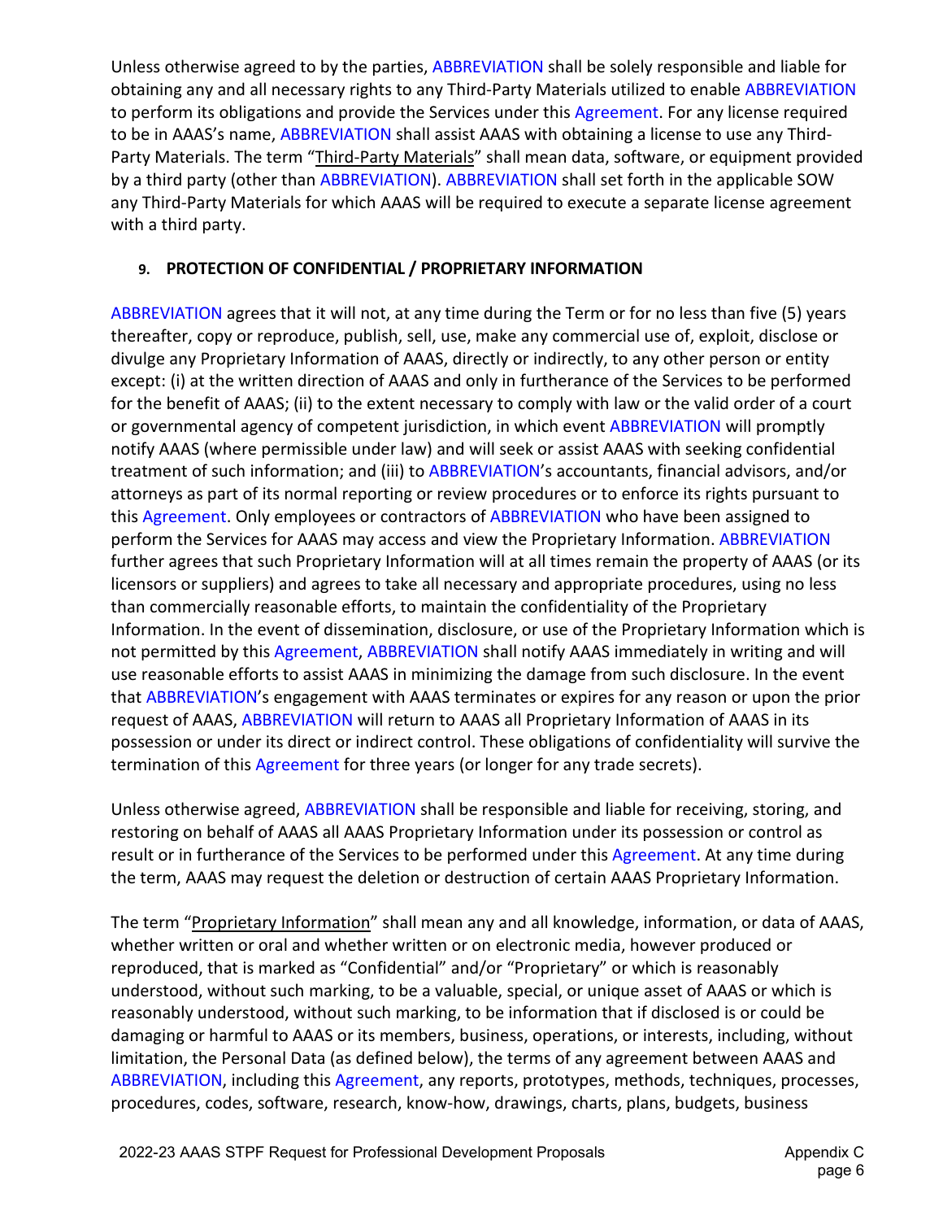Unless otherwise agreed to by the parties, ABBREVIATION shall be solely responsible and liable for obtaining any and all necessary rights to any Third-Party Materials utilized to enable ABBREVIATION to perform its obligations and provide the Services under this Agreement. For any license required to be in AAAS's name, ABBREVIATION shall assist AAAS with obtaining a license to use any Third-Party Materials. The term "Third-Party Materials" shall mean data, software, or equipment provided by a third party (other than ABBREVIATION). ABBREVIATION shall set forth in the applicable SOW any Third-Party Materials for which AAAS will be required to execute a separate license agreement with a third party.

## 9. PROTECTION OF CONFIDENTIAL / PROPRIETARY INFORMATION

ABBREVIATION agrees that it will not, at any time during the Term or for no less than five (5) years thereafter, copy or reproduce, publish, sell, use, make any commercial use of, exploit, disclose or divulge any Proprietary Information of AAAS, directly or indirectly, to any other person or entity except: (i) at the written direction of AAAS and only in furtherance of the Services to be performed for the benefit of AAAS; (ii) to the extent necessary to comply with law or the valid order of a court or governmental agency of competent jurisdiction, in which event ABBREVIATION will promptly notify AAAS (where permissible under law) and will seek or assist AAAS with seeking confidential treatment of such information; and (iii) to ABBREVIATION's accountants, financial advisors, and/or attorneys as part of its normal reporting or review procedures or to enforce its rights pursuant to this Agreement. Only employees or contractors of ABBREVIATION who have been assigned to perform the Services for AAAS may access and view the Proprietary Information. ABBREVIATION further agrees that such Proprietary Information will at all times remain the property of AAAS (or its licensors or suppliers) and agrees to take all necessary and appropriate procedures, using no less than commercially reasonable efforts, to maintain the confidentiality of the Proprietary Information. In the event of dissemination, disclosure, or use of the Proprietary Information which is not permitted by this Agreement, ABBREVIATION shall notify AAAS immediately in writing and will use reasonable efforts to assist AAAS in minimizing the damage from such disclosure. In the event that ABBREVIATION's engagement with AAAS terminates or expires for any reason or upon the prior request of AAAS, ABBREVIATION will return to AAAS all Proprietary Information of AAAS in its possession or under its direct or indirect control. These obligations of confidentiality will survive the termination of this Agreement for three years (or longer for any trade secrets).

Unless otherwise agreed, ABBREVIATION shall be responsible and liable for receiving, storing, and restoring on behalf of AAAS all AAAS Proprietary Information under its possession or control as result or in furtherance of the Services to be performed under this Agreement. At any time during the term, AAAS may request the deletion or destruction of certain AAAS Proprietary Information.

The term "Proprietary Information" shall mean any and all knowledge, information, or data of AAAS, whether written or oral and whether written or on electronic media, however produced or reproduced, that is marked as "Confidential" and/or "Proprietary" or which is reasonably understood, without such marking, to be a valuable, special, or unique asset of AAAS or which is reasonably understood, without such marking, to be information that if disclosed is or could be damaging or harmful to AAAS or its members, business, operations, or interests, including, without limitation, the Personal Data (as defined below), the terms of any agreement between AAAS and ABBREVIATION, including this Agreement, any reports, prototypes, methods, techniques, processes, procedures, codes, software, research, know-how, drawings, charts, plans, budgets, business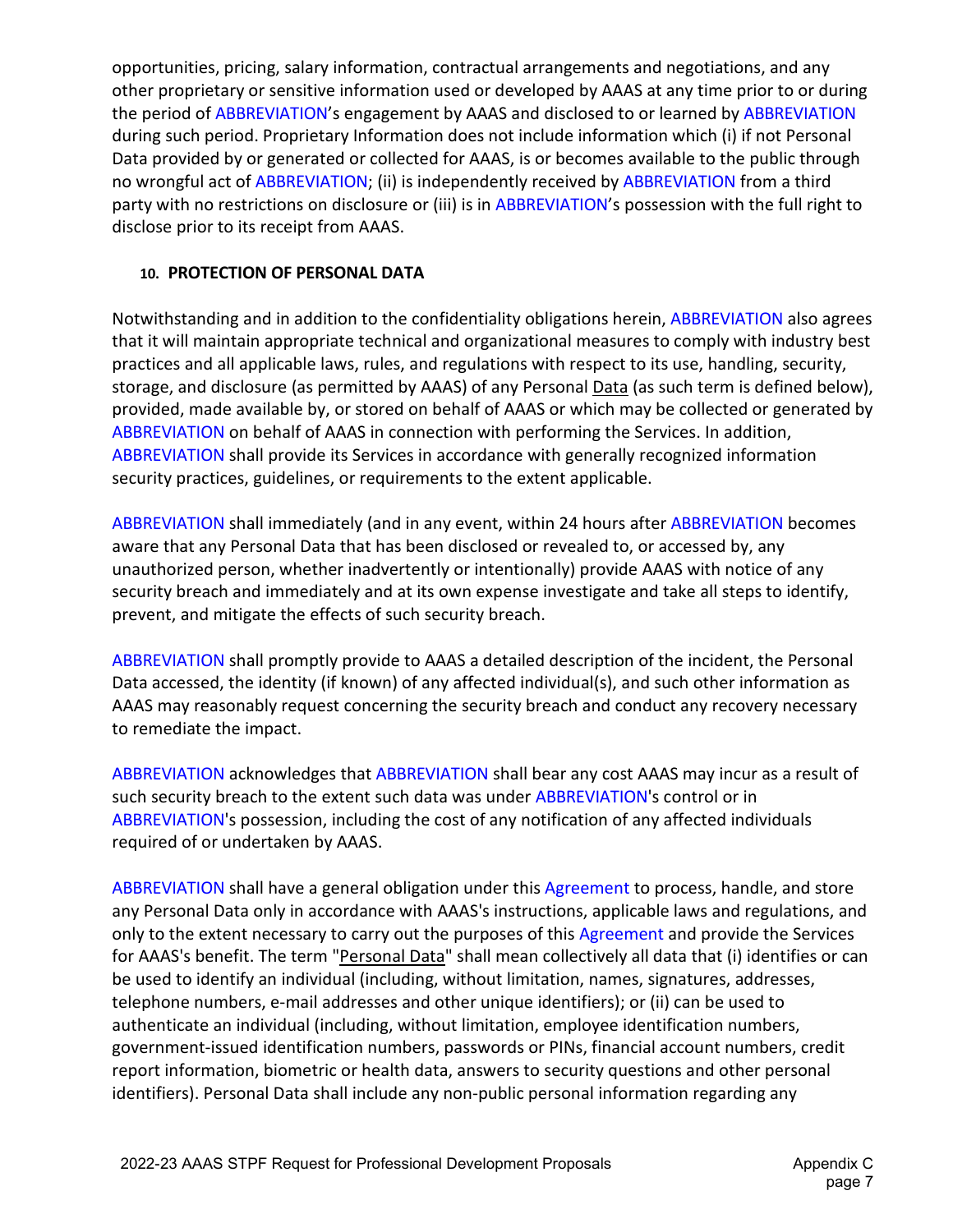opportunities, pricing, salary information, contractual arrangements and negotiations, and any other proprietary or sensitive information used or developed by AAAS at any time prior to or during the period of ABBREVIATION's engagement by AAAS and disclosed to or learned by ABBREVIATION during such period. Proprietary Information does not include information which (i) if not Personal Data provided by or generated or collected for AAAS, is or becomes available to the public through no wrongful act of ABBREVIATION; (ii) is independently received by ABBREVIATION from a third party with no restrictions on disclosure or (iii) is in ABBREVIATION's possession with the full right to disclose prior to its receipt from AAAS.

### 10. PROTECTION OF PERSONAL DATA

Notwithstanding and in addition to the confidentiality obligations herein, ABBREVIATION also agrees that it will maintain appropriate technical and organizational measures to comply with industry best practices and all applicable laws, rules, and regulations with respect to its use, handling, security, storage, and disclosure (as permitted by AAAS) of any Personal Data (as such term is defined below), provided, made available by, or stored on behalf of AAAS or which may be collected or generated by ABBREVIATION on behalf of AAAS in connection with performing the Services. In addition, ABBREVIATION shall provide its Services in accordance with generally recognized information security practices, guidelines, or requirements to the extent applicable.

ABBREVIATION shall immediately (and in any event, within 24 hours after ABBREVIATION becomes aware that any Personal Data that has been disclosed or revealed to, or accessed by, any unauthorized person, whether inadvertently or intentionally) provide AAAS with notice of any security breach and immediately and at its own expense investigate and take all steps to identify, prevent, and mitigate the effects of such security breach.

ABBREVIATION shall promptly provide to AAAS a detailed description of the incident, the Personal Data accessed, the identity (if known) of any affected individual(s), and such other information as AAAS may reasonably request concerning the security breach and conduct any recovery necessary to remediate the impact.

ABBREVIATION acknowledges that ABBREVIATION shall bear any cost AAAS may incur as a result of such security breach to the extent such data was under ABBREVIATION's control or in ABBREVIATION's possession, including the cost of any notification of any affected individuals required of or undertaken by AAAS.

ABBREVIATION shall have a general obligation under this Agreement to process, handle, and store any Personal Data only in accordance with AAAS's instructions, applicable laws and regulations, and only to the extent necessary to carry out the purposes of this Agreement and provide the Services for AAAS's benefit. The term "Personal Data" shall mean collectively all data that (i) identifies or can be used to identify an individual (including, without limitation, names, signatures, addresses, telephone numbers, e-mail addresses and other unique identifiers); or (ii) can be used to authenticate an individual (including, without limitation, employee identification numbers, government-issued identification numbers, passwords or PINs, financial account numbers, credit report information, biometric or health data, answers to security questions and other personal identifiers). Personal Data shall include any non-public personal information regarding any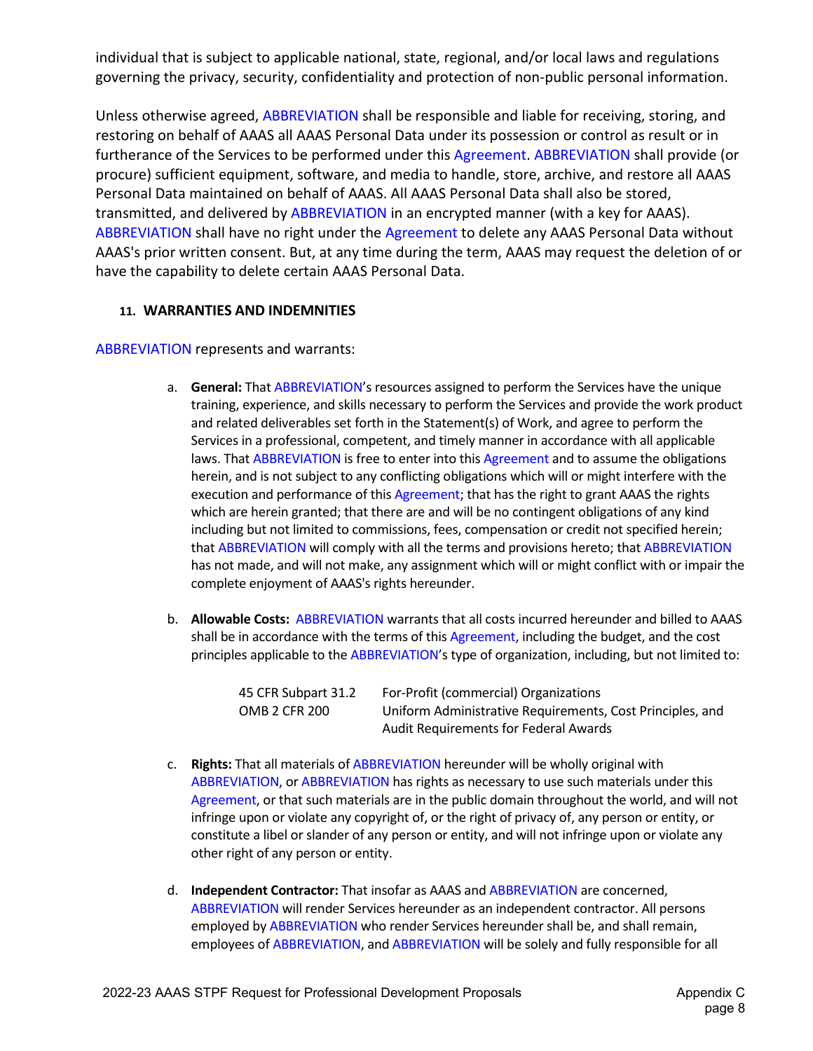individual that is subject to applicable national, state, regional, and/or local laws and regulations governing the privacy, security, confidentiality and protection of non-public personal information.

Unless otherwise agreed, ABBREVIATION shall be responsible and liable for receiving, storing, and restoring on behalf of AAAS all AAAS Personal Data under its possession or control as result or in furtherance of the Services to be performed under this Agreement. ABBREVIATION shall provide (or procure) sufficient equipment, software, and media to handle, store, archive, and restore all AAAS Personal Data maintained on behalf of AAAS. All AAAS Personal Data shall also be stored, transmitted, and delivered by ABBREVIATION in an encrypted manner (with a key for AAAS). ABBREVIATION shall have no right under the Agreement to delete any AAAS Personal Data without AAAS's prior written consent. But, at any time during the term, AAAS may request the deletion of or have the capability to delete certain AAAS Personal Data.

#### 11. WARRANTIES AND INDEMNITIES

ABBREVIATION represents and warrants:

a. **General:** That ABBREVIATION's resources assigned to perform the Services have the unique training, experience, and skills necessary to perform the Services and provide the work product and related deliverables set forth in the Statement(s) of Work, and agree to perform the Services in a professional, competent, and timely manner in accordance with all applicable laws. That ABBREVIATION is free to enter into this Agreement and to assume the obligations herein, and is not subject to any conflicting obligations which will or might interfere with the execution and performance of this Agreement; that has the right to grant AAAS the rights which are herein granted; that there are and will be no contingent obligations of any kind including but not limited to commissions, fees, compensation or credit not specified herein; that ABBREVIATION will comply with all the terms and provisions hereto; that ABBREVIATION has not made, and will not make, any assignment which will or might conflict with or impair the complete enjoyment of AAAS's rights hereunder.

b. **Allowable Costs:** ABBREVIATION warrants that all costs incurred hereunder and billed to AAAS shall be in accordance with the terms of this Agreement, including the budget, and the cost principles applicable to the ABBREVIATION's type of organization, including, but not limited to:

| | |
|---|---|
| 45 CFR Subpart 31.2 | For-Profit (commercial) Organizations |
| OMB 2 CFR 200 | Uniform Administrative Requirements, Cost Principles, and Audit Requirements for Federal Awards |

c. **Rights:** That all materials of ABBREVIATION hereunder will be wholly original with ABBREVIATION, or ABBREVIATION has rights as necessary to use such materials under this Agreement, or that such materials are in the public domain throughout the world, and will not infringe upon or violate any copyright of, or the right of privacy of, any person or entity, or constitute a libel or slander of any person or entity, and will not infringe upon or violate any other right of any person or entity.

d. **Independent Contractor:** That insofar as AAAS and ABBREVIATION are concerned, ABBREVIATION will render Services hereunder as an independent contractor. All persons employed by ABBREVIATION who render Services hereunder shall be, and shall remain, employees of ABBREVIATION, and ABBREVIATION will be solely and fully responsible for all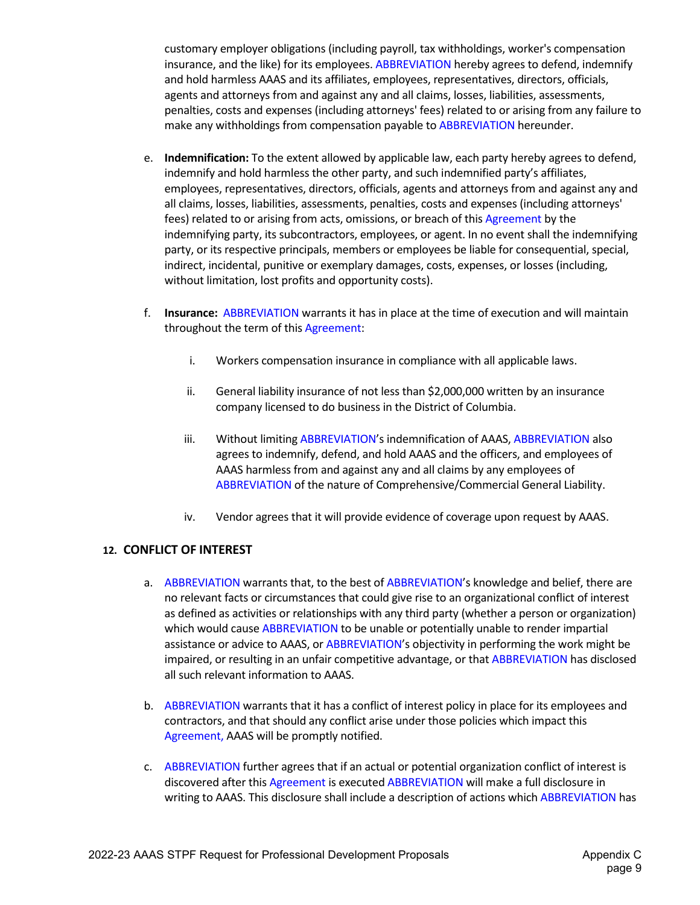customary employer obligations (including payroll, tax withholdings, worker's compensation insurance, and the like) for its employees. ABBREVIATION hereby agrees to defend, indemnify and hold harmless AAAS and its affiliates, employees, representatives, directors, officials, agents and attorneys from and against any and all claims, losses, liabilities, assessments, penalties, costs and expenses (including attorneys' fees) related to or arising from any failure to make any withholdings from compensation payable to ABBREVIATION hereunder.

e. **Indemnification:** To the extent allowed by applicable law, each party hereby agrees to defend, indemnify and hold harmless the other party, and such indemnified party's affiliates, employees, representatives, directors, officials, agents and attorneys from and against any and all claims, losses, liabilities, assessments, penalties, costs and expenses (including attorneys' fees) related to or arising from acts, omissions, or breach of this Agreement by the indemnifying party, its subcontractors, employees, or agent. In no event shall the indemnifying party, or its respective principals, members or employees be liable for consequential, special, indirect, incidental, punitive or exemplary damages, costs, expenses, or losses (including, without limitation, lost profits and opportunity costs).

f. **Insurance:** ABBREVIATION warrants it has in place at the time of execution and will maintain throughout the term of this Agreement:

   i. Workers compensation insurance in compliance with all applicable laws.

   ii. General liability insurance of not less than $2,000,000 written by an insurance company licensed to do business in the District of Columbia.

   iii. Without limiting ABBREVIATION's indemnification of AAAS, ABBREVIATION also agrees to indemnify, defend, and hold AAAS and the officers, and employees of AAAS harmless from and against any and all claims by any employees of ABBREVIATION of the nature of Comprehensive/Commercial General Liability.

   iv. Vendor agrees that it will provide evidence of coverage upon request by AAAS.

## 12. CONFLICT OF INTEREST

a. ABBREVIATION warrants that, to the best of ABBREVIATION's knowledge and belief, there are no relevant facts or circumstances that could give rise to an organizational conflict of interest as defined as activities or relationships with any third party (whether a person or organization) which would cause ABBREVIATION to be unable or potentially unable to render impartial assistance or advice to AAAS, or ABBREVIATION's objectivity in performing the work might be impaired, or resulting in an unfair competitive advantage, or that ABBREVIATION has disclosed all such relevant information to AAAS.

b. ABBREVIATION warrants that it has a conflict of interest policy in place for its employees and contractors, and that should any conflict arise under those policies which impact this Agreement, AAAS will be promptly notified.

c. ABBREVIATION further agrees that if an actual or potential organization conflict of interest is discovered after this Agreement is executed ABBREVIATION will make a full disclosure in writing to AAAS. This disclosure shall include a description of actions which ABBREVIATION has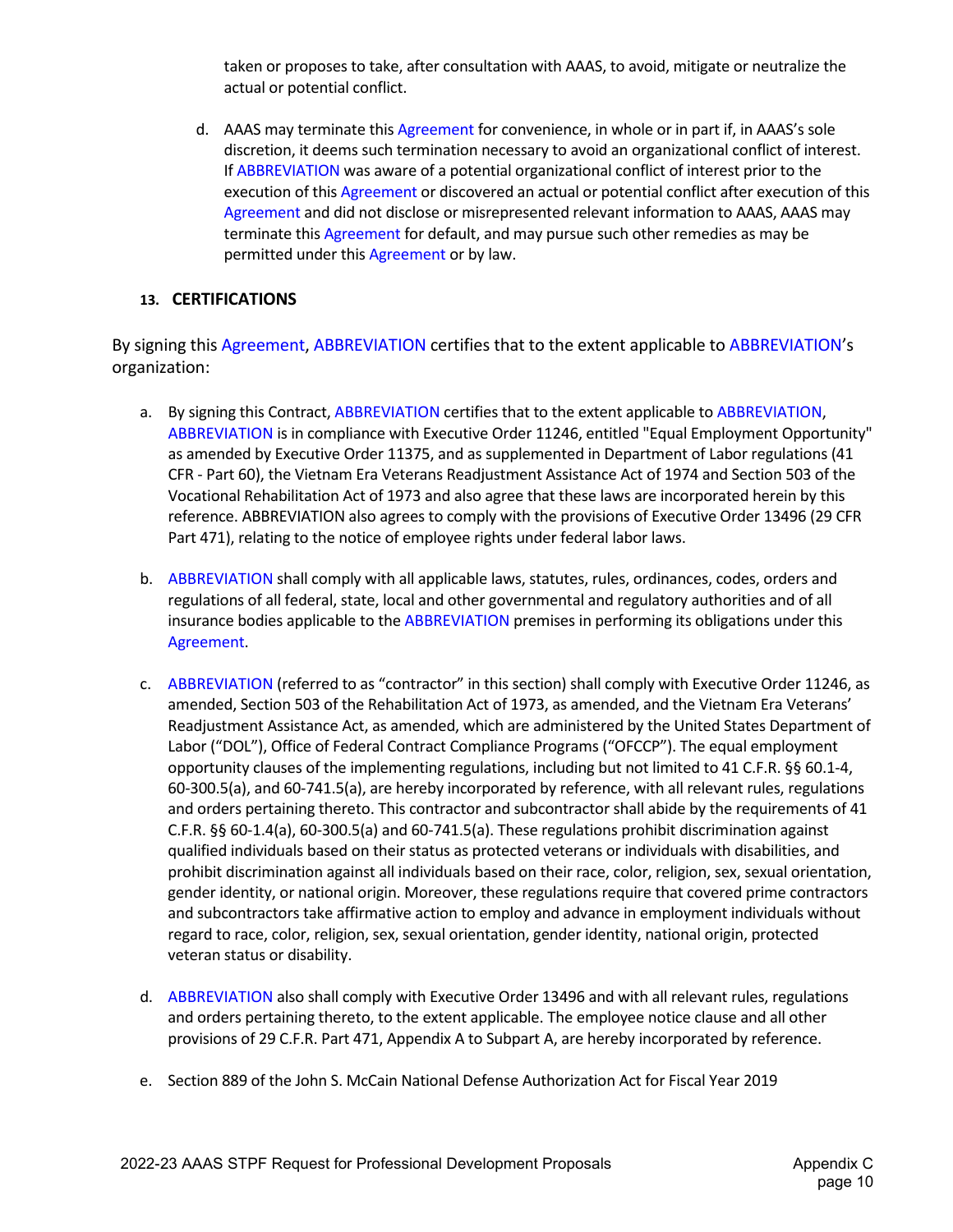taken or proposes to take, after consultation with AAAS, to avoid, mitigate or neutralize the actual or potential conflict.

d. AAAS may terminate this Agreement for convenience, in whole or in part if, in AAAS's sole discretion, it deems such termination necessary to avoid an organizational conflict of interest. If ABBREVIATION was aware of a potential organizational conflict of interest prior to the execution of this Agreement or discovered an actual or potential conflict after execution of this Agreement and did not disclose or misrepresented relevant information to AAAS, AAAS may terminate this Agreement for default, and may pursue such other remedies as may be permitted under this Agreement or by law.

## 13. CERTIFICATIONS

By signing this Agreement, ABBREVIATION certifies that to the extent applicable to ABBREVIATION's organization:

a. By signing this Contract, ABBREVIATION certifies that to the extent applicable to ABBREVIATION, ABBREVIATION is in compliance with Executive Order 11246, entitled "Equal Employment Opportunity" as amended by Executive Order 11375, and as supplemented in Department of Labor regulations (41 CFR - Part 60), the Vietnam Era Veterans Readjustment Assistance Act of 1974 and Section 503 of the Vocational Rehabilitation Act of 1973 and also agree that these laws are incorporated herein by this reference. ABBREVIATION also agrees to comply with the provisions of Executive Order 13496 (29 CFR Part 471), relating to the notice of employee rights under federal labor laws.

b. ABBREVIATION shall comply with all applicable laws, statutes, rules, ordinances, codes, orders and regulations of all federal, state, local and other governmental and regulatory authorities and of all insurance bodies applicable to the ABBREVIATION premises in performing its obligations under this Agreement.

c. ABBREVIATION (referred to as "contractor" in this section) shall comply with Executive Order 11246, as amended, Section 503 of the Rehabilitation Act of 1973, as amended, and the Vietnam Era Veterans' Readjustment Assistance Act, as amended, which are administered by the United States Department of Labor ("DOL"), Office of Federal Contract Compliance Programs ("OFCCP"). The equal employment opportunity clauses of the implementing regulations, including but not limited to 41 C.F.R. §§ 60.1-4, 60-300.5(a), and 60-741.5(a), are hereby incorporated by reference, with all relevant rules, regulations and orders pertaining thereto. This contractor and subcontractor shall abide by the requirements of 41 C.F.R. §§ 60-1.4(a), 60-300.5(a) and 60-741.5(a). These regulations prohibit discrimination against qualified individuals based on their status as protected veterans or individuals with disabilities, and prohibit discrimination against all individuals based on their race, color, religion, sex, sexual orientation, gender identity, or national origin. Moreover, these regulations require that covered prime contractors and subcontractors take affirmative action to employ and advance in employment individuals without regard to race, color, religion, sex, sexual orientation, gender identity, national origin, protected veteran status or disability.

d. ABBREVIATION also shall comply with Executive Order 13496 and with all relevant rules, regulations and orders pertaining thereto, to the extent applicable. The employee notice clause and all other provisions of 29 C.F.R. Part 471, Appendix A to Subpart A, are hereby incorporated by reference.

e. Section 889 of the John S. McCain National Defense Authorization Act for Fiscal Year 2019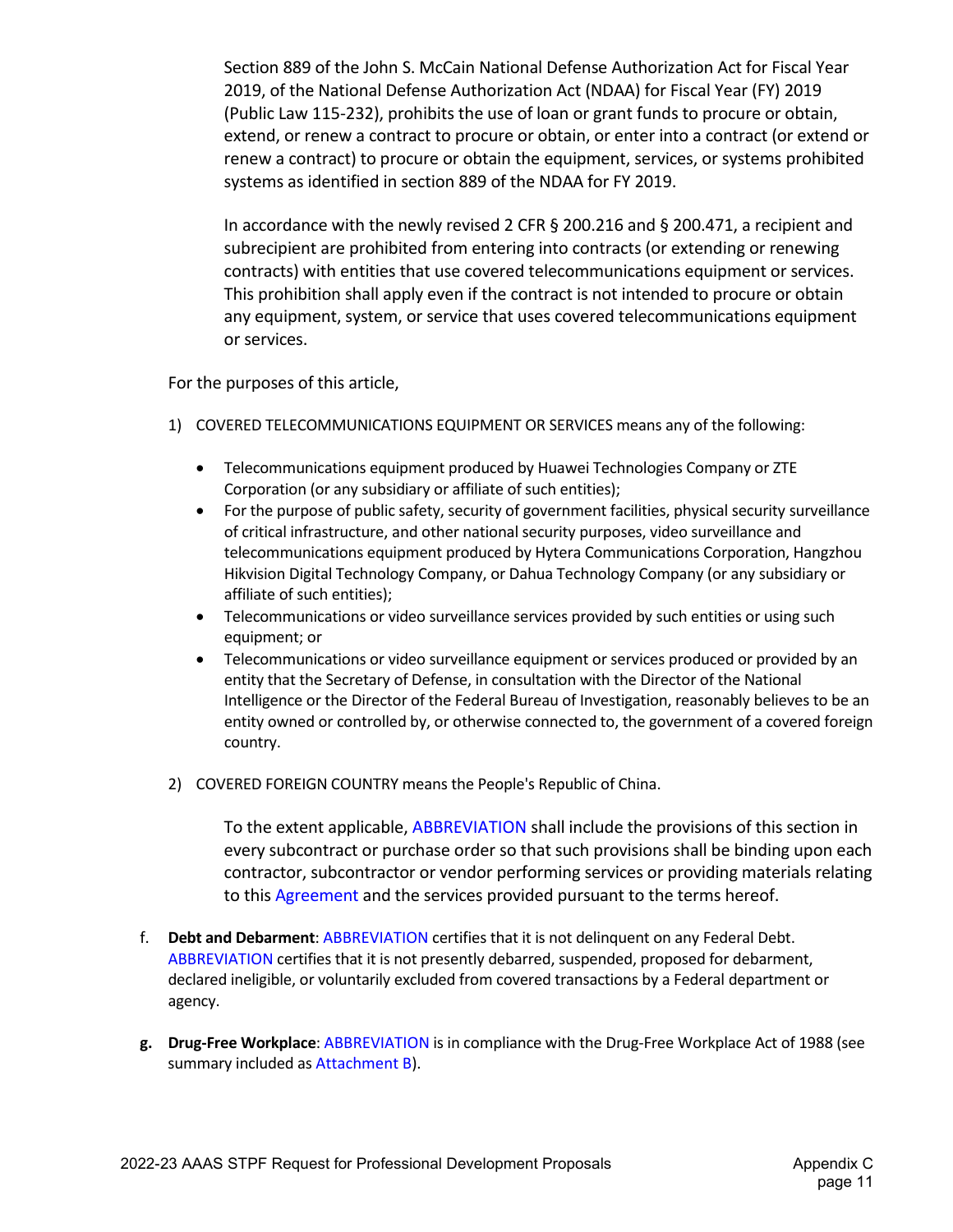Section 889 of the John S. McCain National Defense Authorization Act for Fiscal Year 2019, of the National Defense Authorization Act (NDAA) for Fiscal Year (FY) 2019 (Public Law 115-232), prohibits the use of loan or grant funds to procure or obtain, extend, or renew a contract to procure or obtain, or enter into a contract (or extend or renew a contract) to procure or obtain the equipment, services, or systems prohibited systems as identified in section 889 of the NDAA for FY 2019.

In accordance with the newly revised 2 CFR § 200.216 and § 200.471, a recipient and subrecipient are prohibited from entering into contracts (or extending or renewing contracts) with entities that use covered telecommunications equipment or services. This prohibition shall apply even if the contract is not intended to procure or obtain any equipment, system, or service that uses covered telecommunications equipment or services.

For the purposes of this article,

1) COVERED TELECOMMUNICATIONS EQUIPMENT OR SERVICES means any of the following:

   - Telecommunications equipment produced by Huawei Technologies Company or ZTE Corporation (or any subsidiary or affiliate of such entities);
   - For the purpose of public safety, security of government facilities, physical security surveillance of critical infrastructure, and other national security purposes, video surveillance and telecommunications equipment produced by Hytera Communications Corporation, Hangzhou Hikvision Digital Technology Company, or Dahua Technology Company (or any subsidiary or affiliate of such entities);
   - Telecommunications or video surveillance services provided by such entities or using such equipment; or
   - Telecommunications or video surveillance equipment or services produced or provided by an entity that the Secretary of Defense, in consultation with the Director of the National Intelligence or the Director of the Federal Bureau of Investigation, reasonably believes to be an entity owned or controlled by, or otherwise connected to, the government of a covered foreign country.

2) COVERED FOREIGN COUNTRY means the People's Republic of China.

To the extent applicable, ABBREVIATION shall include the provisions of this section in every subcontract or purchase order so that such provisions shall be binding upon each contractor, subcontractor or vendor performing services or providing materials relating to this Agreement and the services provided pursuant to the terms hereof.

f. **Debt and Debarment**: ABBREVIATION certifies that it is not delinquent on any Federal Debt. ABBREVIATION certifies that it is not presently debarred, suspended, proposed for debarment, declared ineligible, or voluntarily excluded from covered transactions by a Federal department or agency.

g. **Drug-Free Workplace**: ABBREVIATION is in compliance with the Drug-Free Workplace Act of 1988 (see summary included as Attachment B).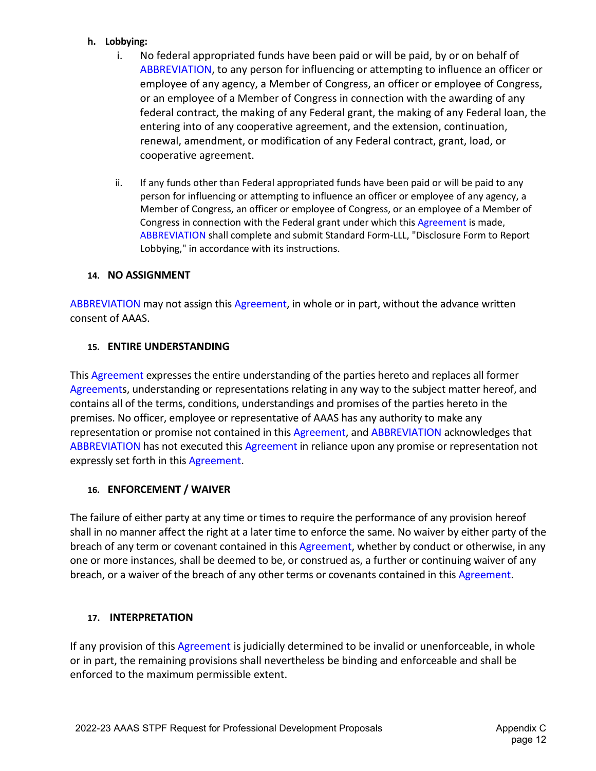**h. Lobbying:**

i. No federal appropriated funds have been paid or will be paid, by or on behalf of ABBREVIATION, to any person for influencing or attempting to influence an officer or employee of any agency, a Member of Congress, an officer or employee of Congress, or an employee of a Member of Congress in connection with the awarding of any federal contract, the making of any Federal grant, the making of any Federal loan, the entering into of any cooperative agreement, and the extension, continuation, renewal, amendment, or modification of any Federal contract, grant, load, or cooperative agreement.

ii. If any funds other than Federal appropriated funds have been paid or will be paid to any person for influencing or attempting to influence an officer or employee of any agency, a Member of Congress, an officer or employee of Congress, or an employee of a Member of Congress in connection with the Federal grant under which this Agreement is made, ABBREVIATION shall complete and submit Standard Form-LLL, "Disclosure Form to Report Lobbying," in accordance with its instructions.

## 14. NO ASSIGNMENT

ABBREVIATION may not assign this Agreement, in whole or in part, without the advance written consent of AAAS.

## 15. ENTIRE UNDERSTANDING

This Agreement expresses the entire understanding of the parties hereto and replaces all former Agreements, understanding or representations relating in any way to the subject matter hereof, and contains all of the terms, conditions, understandings and promises of the parties hereto in the premises. No officer, employee or representative of AAAS has any authority to make any representation or promise not contained in this Agreement, and ABBREVIATION acknowledges that ABBREVIATION has not executed this Agreement in reliance upon any promise or representation not expressly set forth in this Agreement.

## 16. ENFORCEMENT / WAIVER

The failure of either party at any time or times to require the performance of any provision hereof shall in no manner affect the right at a later time to enforce the same. No waiver by either party of the breach of any term or covenant contained in this Agreement, whether by conduct or otherwise, in any one or more instances, shall be deemed to be, or construed as, a further or continuing waiver of any breach, or a waiver of the breach of any other terms or covenants contained in this Agreement.

## 17. INTERPRETATION

If any provision of this Agreement is judicially determined to be invalid or unenforceable, in whole or in part, the remaining provisions shall nevertheless be binding and enforceable and shall be enforced to the maximum permissible extent.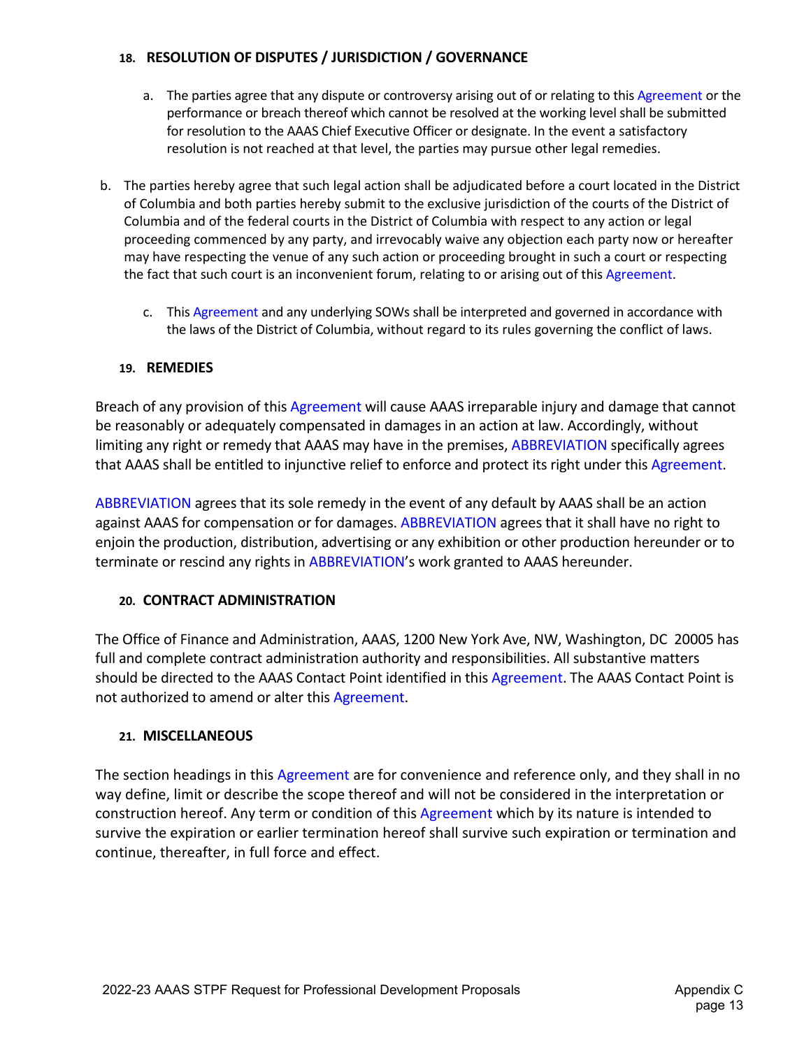## 18. RESOLUTION OF DISPUTES / JURISDICTION / GOVERNANCE

a. The parties agree that any dispute or controversy arising out of or relating to this Agreement or the performance or breach thereof which cannot be resolved at the working level shall be submitted for resolution to the AAAS Chief Executive Officer or designate. In the event a satisfactory resolution is not reached at that level, the parties may pursue other legal remedies.

b. The parties hereby agree that such legal action shall be adjudicated before a court located in the District of Columbia and both parties hereby submit to the exclusive jurisdiction of the courts of the District of Columbia and of the federal courts in the District of Columbia with respect to any action or legal proceeding commenced by any party, and irrevocably waive any objection each party now or hereafter may have respecting the venue of any such action or proceeding brought in such a court or respecting the fact that such court is an inconvenient forum, relating to or arising out of this Agreement.

c. This Agreement and any underlying SOWs shall be interpreted and governed in accordance with the laws of the District of Columbia, without regard to its rules governing the conflict of laws.

## 19. REMEDIES

Breach of any provision of this Agreement will cause AAAS irreparable injury and damage that cannot be reasonably or adequately compensated in damages in an action at law. Accordingly, without limiting any right or remedy that AAAS may have in the premises, ABBREVIATION specifically agrees that AAAS shall be entitled to injunctive relief to enforce and protect its right under this Agreement.

ABBREVIATION agrees that its sole remedy in the event of any default by AAAS shall be an action against AAAS for compensation or for damages. ABBREVIATION agrees that it shall have no right to enjoin the production, distribution, advertising or any exhibition or other production hereunder or to terminate or rescind any rights in ABBREVIATION's work granted to AAAS hereunder.

## 20. CONTRACT ADMINISTRATION

The Office of Finance and Administration, AAAS, 1200 New York Ave, NW, Washington, DC 20005 has full and complete contract administration authority and responsibilities. All substantive matters should be directed to the AAAS Contact Point identified in this Agreement. The AAAS Contact Point is not authorized to amend or alter this Agreement.

## 21. MISCELLANEOUS

The section headings in this Agreement are for convenience and reference only, and they shall in no way define, limit or describe the scope thereof and will not be considered in the interpretation or construction hereof. Any term or condition of this Agreement which by its nature is intended to survive the expiration or earlier termination hereof shall survive such expiration or termination and continue, thereafter, in full force and effect.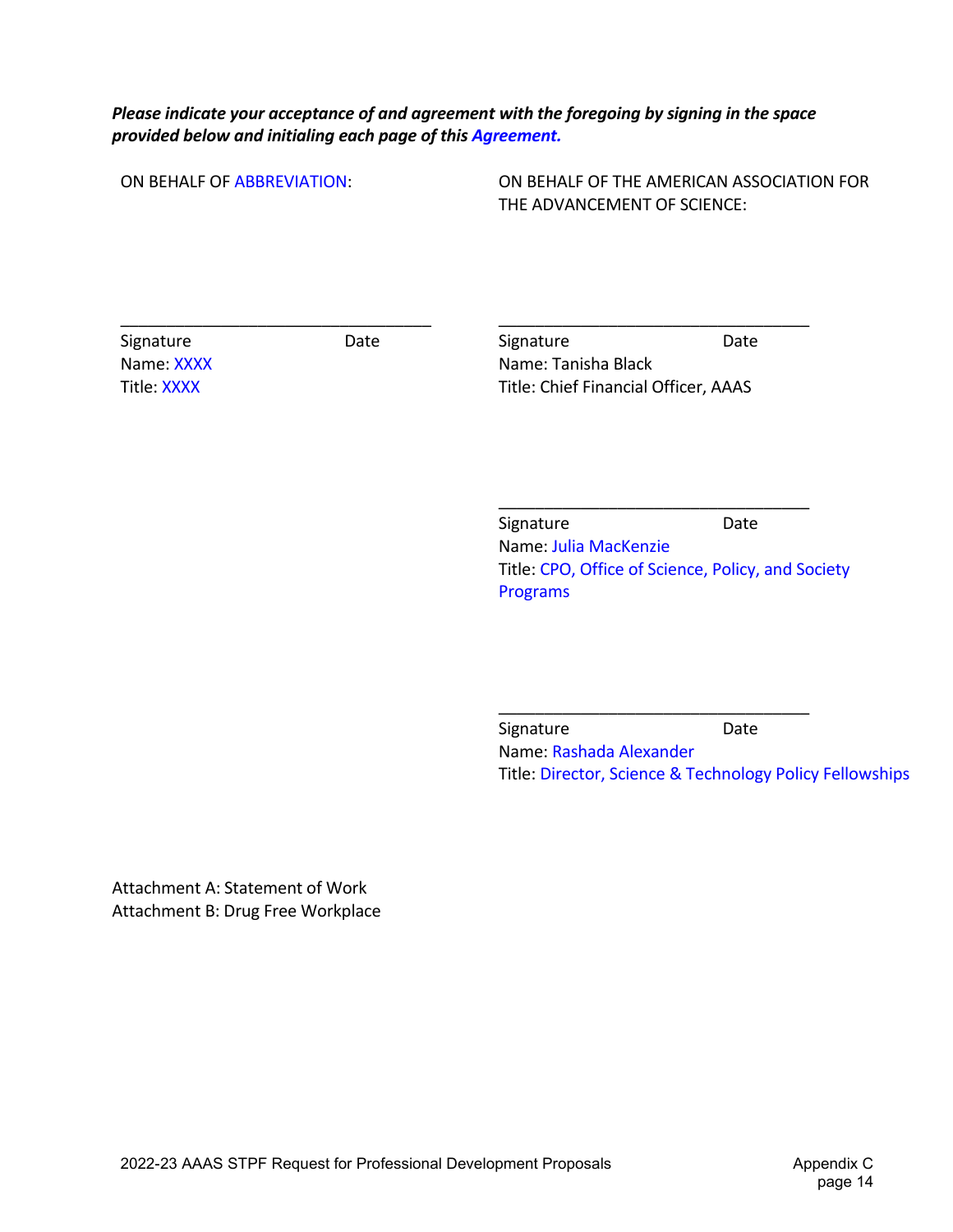***Please indicate your acceptance of and agreement with the foregoing by signing in the space provided below and initialing each page of this Agreement.***

ON BEHALF OF ABBREVIATION:

\_\_\_\_\_\_\_\_\_\_\_\_\_\_\_\_\_\_\_\_\_\_\_\_\_\_\_\_\_\_\_\_\_\_\_\_

Signature Date
Name: XXXX
Title: XXXX

ON BEHALF OF THE AMERICAN ASSOCIATION FOR THE ADVANCEMENT OF SCIENCE:

\_\_\_\_\_\_\_\_\_\_\_\_\_\_\_\_\_\_\_\_\_\_\_\_\_\_\_\_\_\_\_\_\_\_\_\_

Signature Date
Name: Tanisha Black
Title: Chief Financial Officer, AAAS

\_\_\_\_\_\_\_\_\_\_\_\_\_\_\_\_\_\_\_\_\_\_\_\_\_\_\_\_\_\_\_\_\_\_\_\_

Signature Date
Name: Julia MacKenzie
Title: CPO, Office of Science, Policy, and Society Programs

\_\_\_\_\_\_\_\_\_\_\_\_\_\_\_\_\_\_\_\_\_\_\_\_\_\_\_\_\_\_\_\_\_\_\_\_

Signature Date
Name: Rashada Alexander
Title: Director, Science & Technology Policy Fellowships

Attachment A: Statement of Work
Attachment B: Drug Free Workplace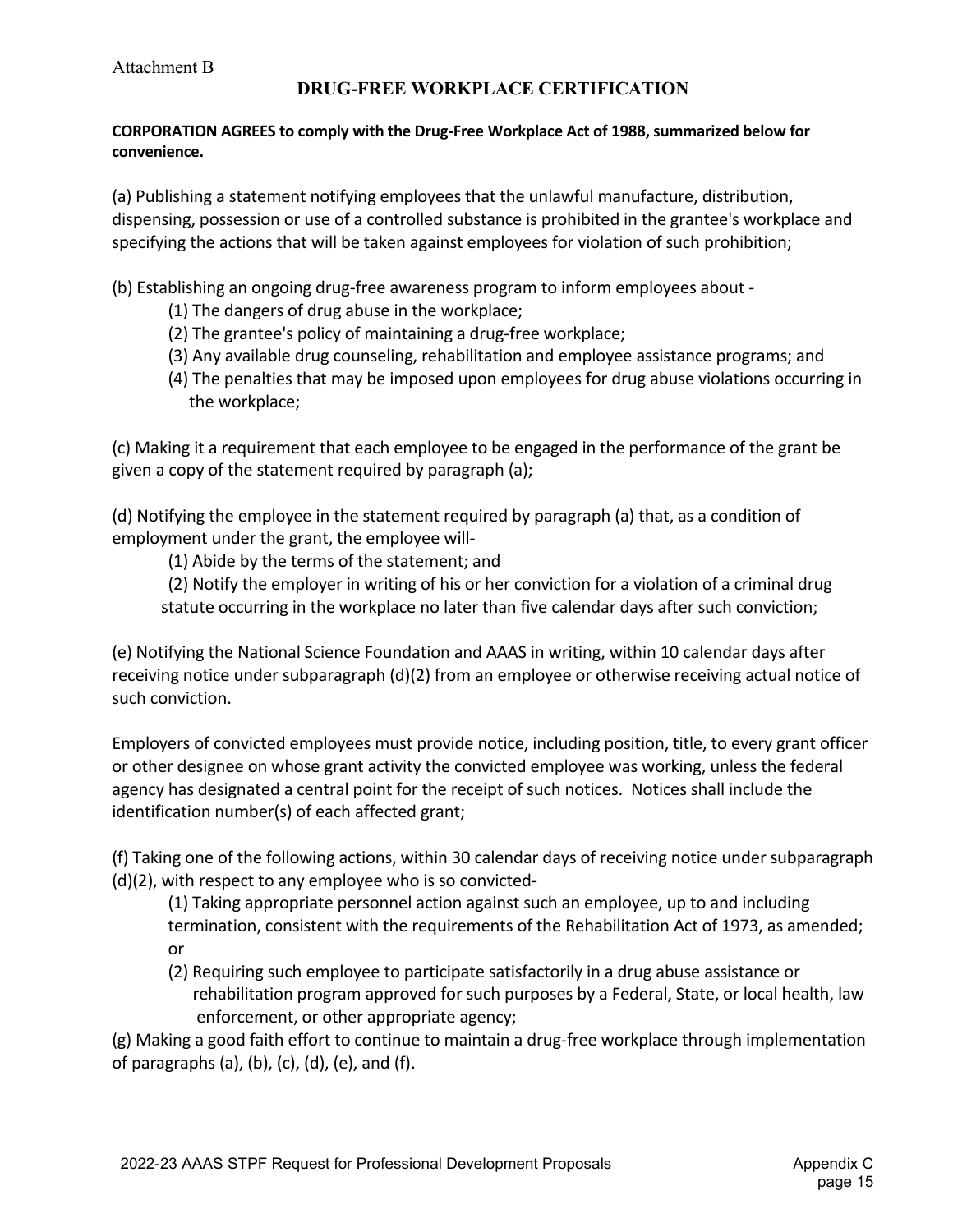Attachment B

# DRUG-FREE WORKPLACE CERTIFICATION

**CORPORATION AGREES to comply with the Drug-Free Workplace Act of 1988, summarized below for convenience.**

(a) Publishing a statement notifying employees that the unlawful manufacture, distribution, dispensing, possession or use of a controlled substance is prohibited in the grantee's workplace and specifying the actions that will be taken against employees for violation of such prohibition;

(b) Establishing an ongoing drug-free awareness program to inform employees about -

- (1) The dangers of drug abuse in the workplace;
- (2) The grantee's policy of maintaining a drug-free workplace;
- (3) Any available drug counseling, rehabilitation and employee assistance programs; and
- (4) The penalties that may be imposed upon employees for drug abuse violations occurring in the workplace;

(c) Making it a requirement that each employee to be engaged in the performance of the grant be given a copy of the statement required by paragraph (a);

(d) Notifying the employee in the statement required by paragraph (a) that, as a condition of employment under the grant, the employee will-

- (1) Abide by the terms of the statement; and
- (2) Notify the employer in writing of his or her conviction for a violation of a criminal drug statute occurring in the workplace no later than five calendar days after such conviction;

(e) Notifying the National Science Foundation and AAAS in writing, within 10 calendar days after receiving notice under subparagraph (d)(2) from an employee or otherwise receiving actual notice of such conviction.

Employers of convicted employees must provide notice, including position, title, to every grant officer or other designee on whose grant activity the convicted employee was working, unless the federal agency has designated a central point for the receipt of such notices. Notices shall include the identification number(s) of each affected grant;

(f) Taking one of the following actions, within 30 calendar days of receiving notice under subparagraph (d)(2), with respect to any employee who is so convicted-

- (1) Taking appropriate personnel action against such an employee, up to and including termination, consistent with the requirements of the Rehabilitation Act of 1973, as amended; or
- (2) Requiring such employee to participate satisfactorily in a drug abuse assistance or rehabilitation program approved for such purposes by a Federal, State, or local health, law enforcement, or other appropriate agency;

(g) Making a good faith effort to continue to maintain a drug-free workplace through implementation of paragraphs (a), (b), (c), (d), (e), and (f).